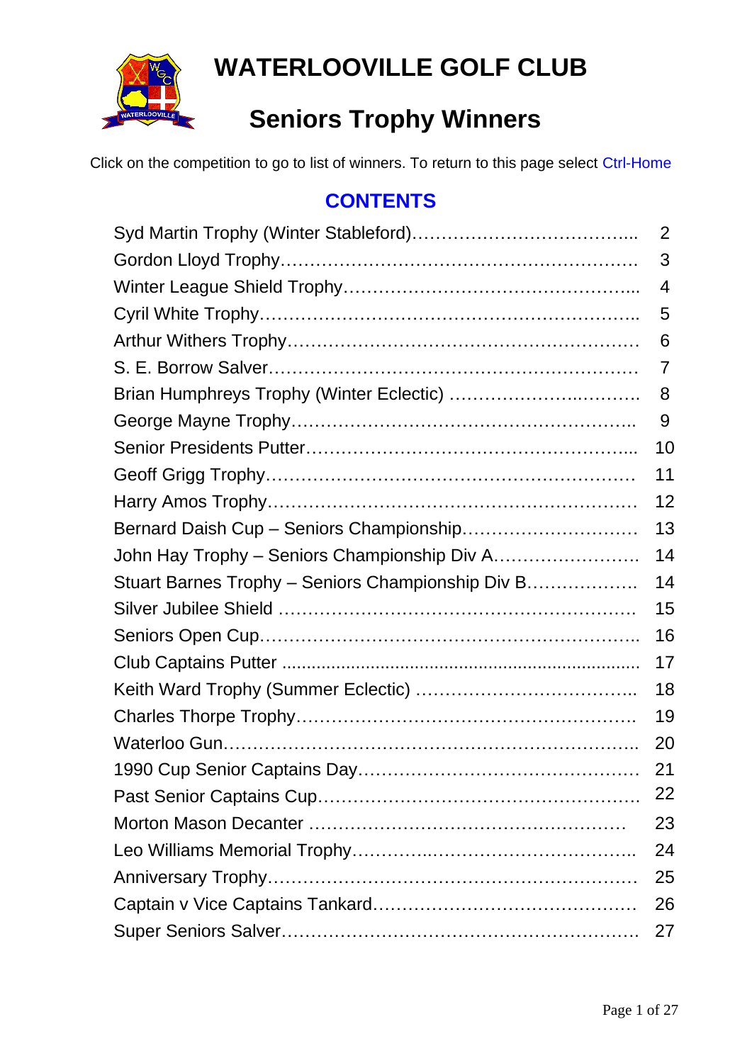# WATERLOOVILLE GOLF CLUB

## Seniors Trophy Winners

Click on the competition to go to list of winners. To return to this page select Ctrl-Home

### CONTENTS

| | |
|---|---|
| Syd Martin Trophy (Winter Stableford)………………………………... | 2 |
| Gordon Lloyd Trophy…………………………………………………. | 3 |
| Winter League Shield Trophy………………………………………... | 4 |
| Cyril White Trophy……………………………………………………. | 5 |
| Arthur Withers Trophy………………………………………………… | 6 |
| S. E. Borrow Salver…………………………………………………… | 7 |
| Brian Humphreys Trophy (Winter Eclectic) ……………………..……… | 8 |
| George Mayne Trophy……………………………………………….. | 9 |
| Senior Presidents Putter……………………………………………... | 10 |
| Geoff Grigg Trophy…………………………………………………… | 11 |
| Harry Amos Trophy…………………………………………………… | 12 |
| Bernard Daish Cup – Seniors Championship………………………… | 13 |
| John Hay Trophy – Seniors Championship Div A……………………. | 14 |
| Stuart Barnes Trophy – Seniors Championship Div B………………. | 14 |
| Silver Jubilee Shield …………………………………………………… | 15 |
| Seniors Open Cup…………………………………………………….. | 16 |
| Club Captains Putter ........................................................................ | 17 |
| Keith Ward Trophy (Summer Eclectic) ……………………………….. | 18 |
| Charles Thorpe Trophy……………………………………………….. | 19 |
| Waterloo Gun………………………………………………………….. | 20 |
| 1990 Cup Senior Captains Day………………………………………. | 21 |
| Past Senior Captains Cup……………………………………………. | 22 |
| Morton Mason Decanter ……………………………………………… | 23 |
| Leo Williams Memorial Trophy……………………………………….. | 24 |
| Anniversary Trophy…………………………………………………… | 25 |
| Captain v Vice Captains Tankard……………………………………. | 26 |
| Super Seniors Salver…………………………………………………. | 27 |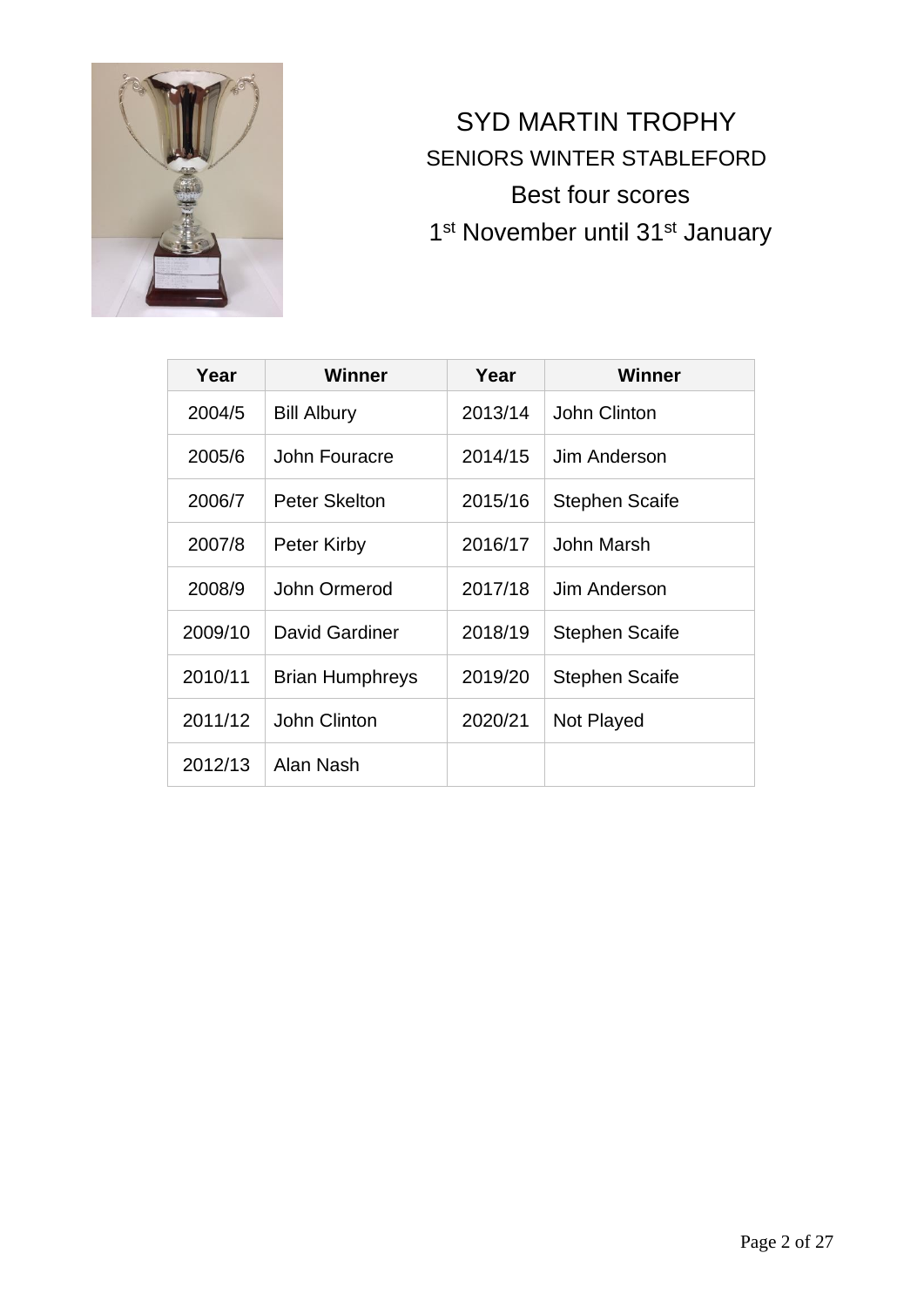# SYD MARTIN TROPHY

## SENIORS WINTER STABLEFORD

Best four scores

1st November until 31st January

| Year | Winner | Year | Winner |
|---|---|---|---|
| 2004/5 | Bill Albury | 2013/14 | John Clinton |
| 2005/6 | John Fouracre | 2014/15 | Jim Anderson |
| 2006/7 | Peter Skelton | 2015/16 | Stephen Scaife |
| 2007/8 | Peter Kirby | 2016/17 | John Marsh |
| 2008/9 | John Ormerod | 2017/18 | Jim Anderson |
| 2009/10 | David Gardiner | 2018/19 | Stephen Scaife |
| 2010/11 | Brian Humphreys | 2019/20 | Stephen Scaife |
| 2011/12 | John Clinton | 2020/21 | Not Played |
| 2012/13 | Alan Nash | | |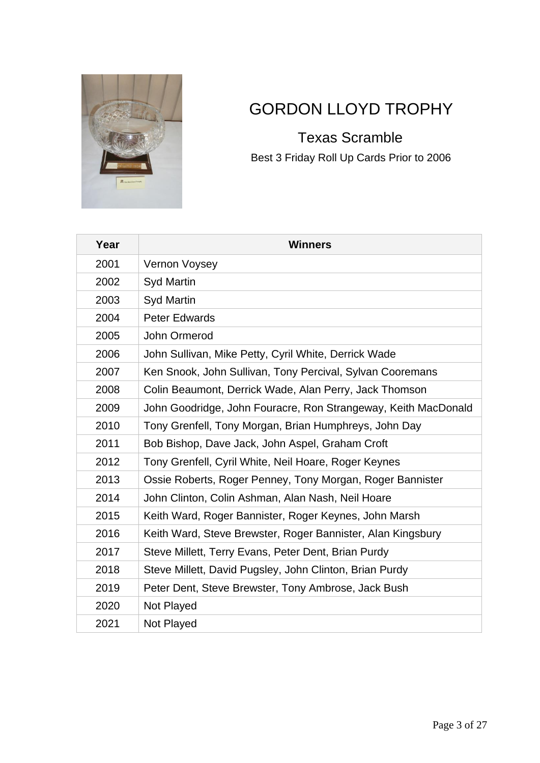# GORDON LLOYD TROPHY

## Texas Scramble

Best 3 Friday Roll Up Cards Prior to 2006

| Year | Winners |
|---|---|
| 2001 | Vernon Voysey |
| 2002 | Syd Martin |
| 2003 | Syd Martin |
| 2004 | Peter Edwards |
| 2005 | John Ormerod |
| 2006 | John Sullivan, Mike Petty, Cyril White, Derrick Wade |
| 2007 | Ken Snook, John Sullivan, Tony Percival, Sylvan Cooremans |
| 2008 | Colin Beaumont, Derrick Wade, Alan Perry, Jack Thomson |
| 2009 | John Goodridge, John Fouracre, Ron Strangeway, Keith MacDonald |
| 2010 | Tony Grenfell, Tony Morgan, Brian Humphreys, John Day |
| 2011 | Bob Bishop, Dave Jack, John Aspel, Graham Croft |
| 2012 | Tony Grenfell, Cyril White, Neil Hoare, Roger Keynes |
| 2013 | Ossie Roberts, Roger Penney, Tony Morgan, Roger Bannister |
| 2014 | John Clinton, Colin Ashman, Alan Nash, Neil Hoare |
| 2015 | Keith Ward, Roger Bannister, Roger Keynes, John Marsh |
| 2016 | Keith Ward, Steve Brewster, Roger Bannister, Alan Kingsbury |
| 2017 | Steve Millett, Terry Evans, Peter Dent, Brian Purdy |
| 2018 | Steve Millett, David Pugsley, John Clinton, Brian Purdy |
| 2019 | Peter Dent, Steve Brewster, Tony Ambrose, Jack Bush |
| 2020 | Not Played |
| 2021 | Not Played |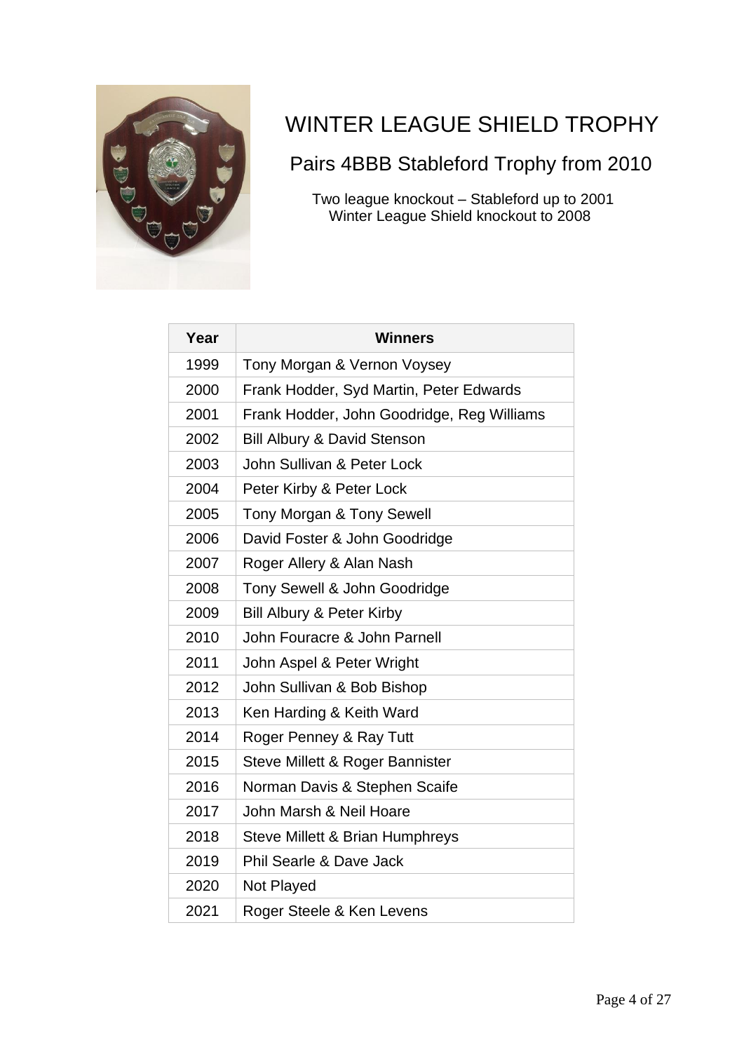# WINTER LEAGUE SHIELD TROPHY

## Pairs 4BBB Stableford Trophy from 2010

Two league knockout – Stableford up to 2001
Winter League Shield knockout to 2008

| Year | Winners |
|---|---|
| 1999 | Tony Morgan & Vernon Voysey |
| 2000 | Frank Hodder, Syd Martin, Peter Edwards |
| 2001 | Frank Hodder, John Goodridge, Reg Williams |
| 2002 | Bill Albury & David Stenson |
| 2003 | John Sullivan & Peter Lock |
| 2004 | Peter Kirby & Peter Lock |
| 2005 | Tony Morgan & Tony Sewell |
| 2006 | David Foster & John Goodridge |
| 2007 | Roger Allery & Alan Nash |
| 2008 | Tony Sewell & John Goodridge |
| 2009 | Bill Albury & Peter Kirby |
| 2010 | John Fouracre & John Parnell |
| 2011 | John Aspel & Peter Wright |
| 2012 | John Sullivan & Bob Bishop |
| 2013 | Ken Harding & Keith Ward |
| 2014 | Roger Penney & Ray Tutt |
| 2015 | Steve Millett & Roger Bannister |
| 2016 | Norman Davis & Stephen Scaife |
| 2017 | John Marsh & Neil Hoare |
| 2018 | Steve Millett & Brian Humphreys |
| 2019 | Phil Searle & Dave Jack |
| 2020 | Not Played |
| 2021 | Roger Steele & Ken Levens |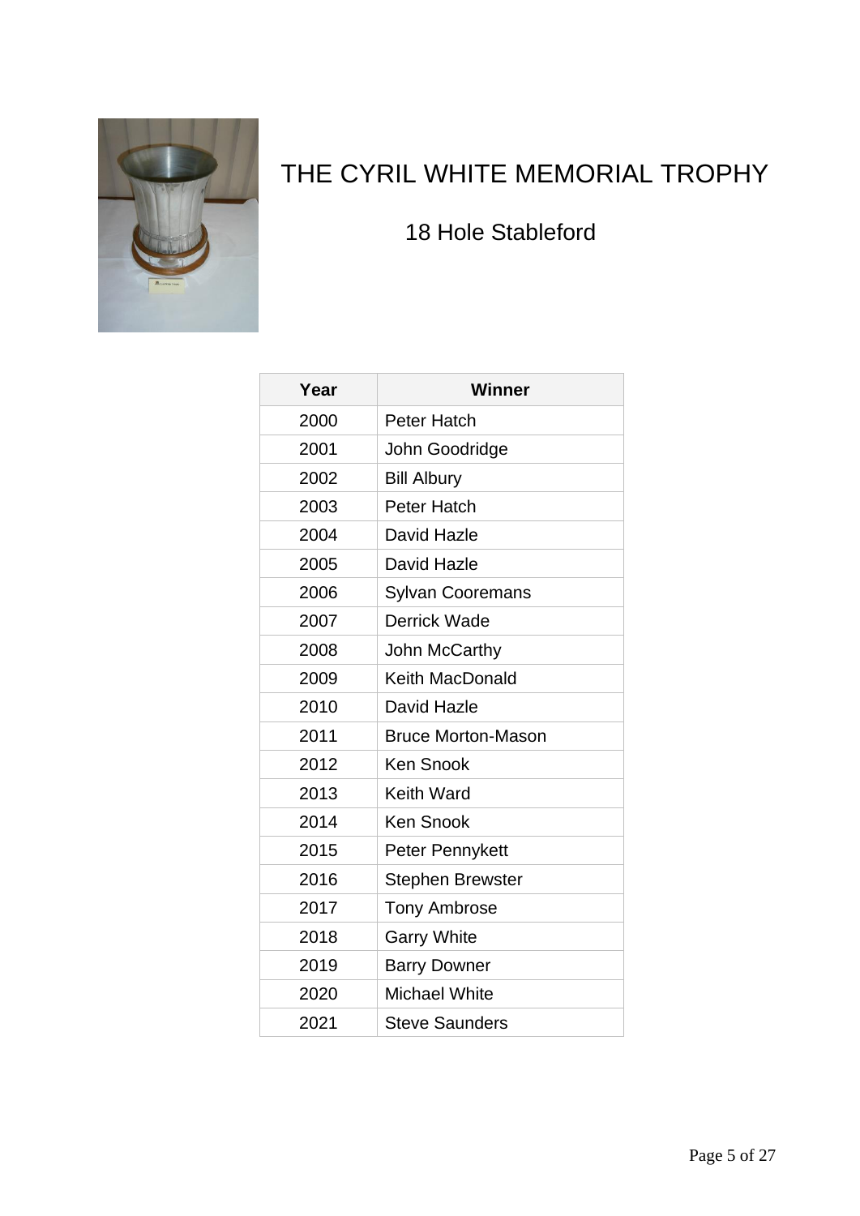# THE CYRIL WHITE MEMORIAL TROPHY

## 18 Hole Stableford

| Year | Winner |
|---|---|
| 2000 | Peter Hatch |
| 2001 | John Goodridge |
| 2002 | Bill Albury |
| 2003 | Peter Hatch |
| 2004 | David Hazle |
| 2005 | David Hazle |
| 2006 | Sylvan Cooremans |
| 2007 | Derrick Wade |
| 2008 | John McCarthy |
| 2009 | Keith MacDonald |
| 2010 | David Hazle |
| 2011 | Bruce Morton-Mason |
| 2012 | Ken Snook |
| 2013 | Keith Ward |
| 2014 | Ken Snook |
| 2015 | Peter Pennykett |
| 2016 | Stephen Brewster |
| 2017 | Tony Ambrose |
| 2018 | Garry White |
| 2019 | Barry Downer |
| 2020 | Michael White |
| 2021 | Steve Saunders |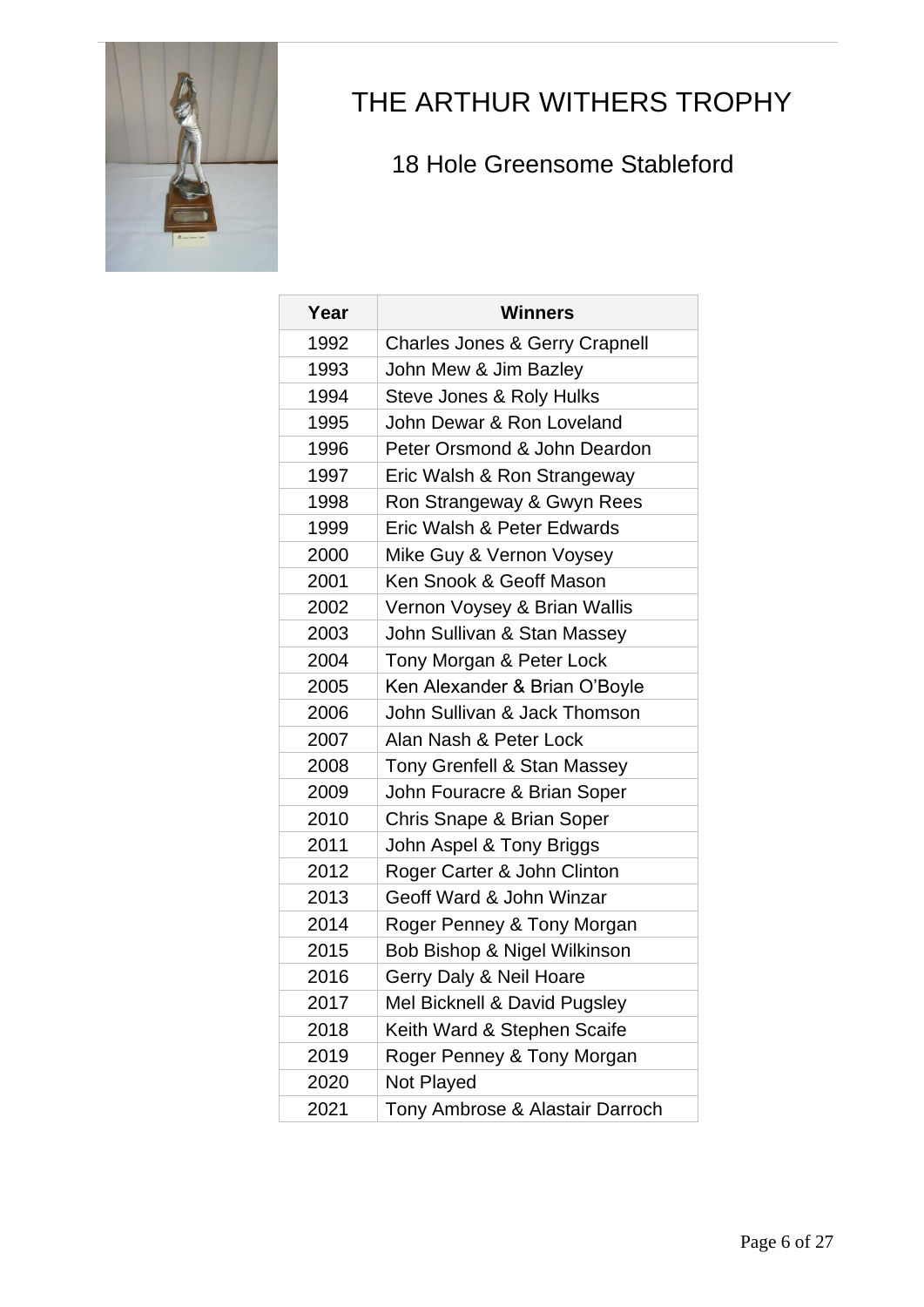# THE ARTHUR WITHERS TROPHY

## 18 Hole Greensome Stableford

| Year | Winners |
|---|---|
| 1992 | Charles Jones & Gerry Crapnell |
| 1993 | John Mew & Jim Bazley |
| 1994 | Steve Jones & Roly Hulks |
| 1995 | John Dewar & Ron Loveland |
| 1996 | Peter Orsmond & John Deardon |
| 1997 | Eric Walsh & Ron Strangeway |
| 1998 | Ron Strangeway & Gwyn Rees |
| 1999 | Eric Walsh & Peter Edwards |
| 2000 | Mike Guy & Vernon Voysey |
| 2001 | Ken Snook & Geoff Mason |
| 2002 | Vernon Voysey & Brian Wallis |
| 2003 | John Sullivan & Stan Massey |
| 2004 | Tony Morgan & Peter Lock |
| 2005 | Ken Alexander & Brian O'Boyle |
| 2006 | John Sullivan & Jack Thomson |
| 2007 | Alan Nash & Peter Lock |
| 2008 | Tony Grenfell & Stan Massey |
| 2009 | John Fouracre & Brian Soper |
| 2010 | Chris Snape & Brian Soper |
| 2011 | John Aspel & Tony Briggs |
| 2012 | Roger Carter & John Clinton |
| 2013 | Geoff Ward & John Winzar |
| 2014 | Roger Penney & Tony Morgan |
| 2015 | Bob Bishop & Nigel Wilkinson |
| 2016 | Gerry Daly & Neil Hoare |
| 2017 | Mel Bicknell & David Pugsley |
| 2018 | Keith Ward & Stephen Scaife |
| 2019 | Roger Penney & Tony Morgan |
| 2020 | Not Played |
| 2021 | Tony Ambrose & Alastair Darroch |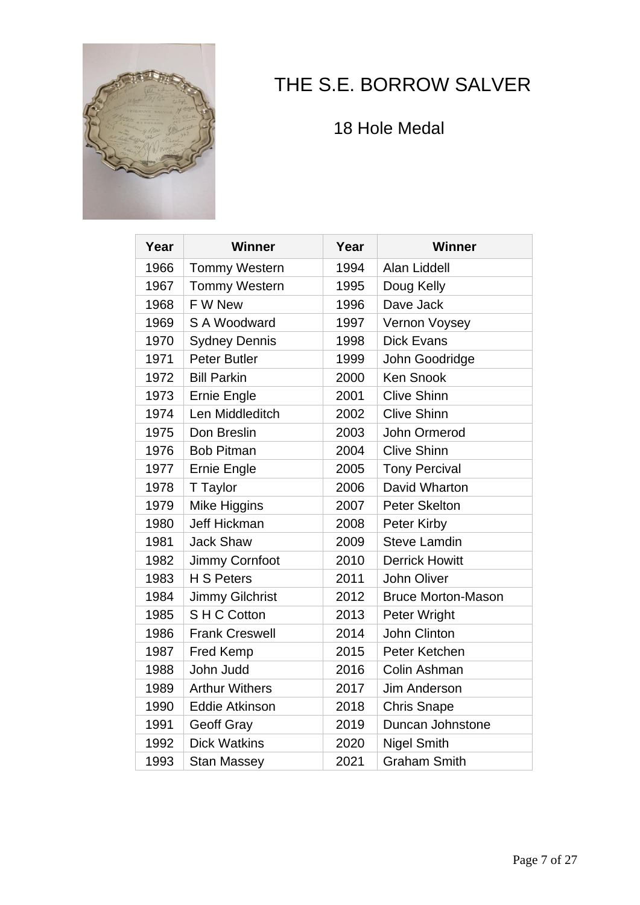# THE S.E. BORROW SALVER

## 18 Hole Medal

| Year | Winner | Year | Winner |
|---|---|---|---|
| 1966 | Tommy Western | 1994 | Alan Liddell |
| 1967 | Tommy Western | 1995 | Doug Kelly |
| 1968 | F W New | 1996 | Dave Jack |
| 1969 | S A Woodward | 1997 | Vernon Voysey |
| 1970 | Sydney Dennis | 1998 | Dick Evans |
| 1971 | Peter Butler | 1999 | John Goodridge |
| 1972 | Bill Parkin | 2000 | Ken Snook |
| 1973 | Ernie Engle | 2001 | Clive Shinn |
| 1974 | Len Middleditch | 2002 | Clive Shinn |
| 1975 | Don Breslin | 2003 | John Ormerod |
| 1976 | Bob Pitman | 2004 | Clive Shinn |
| 1977 | Ernie Engle | 2005 | Tony Percival |
| 1978 | T Taylor | 2006 | David Wharton |
| 1979 | Mike Higgins | 2007 | Peter Skelton |
| 1980 | Jeff Hickman | 2008 | Peter Kirby |
| 1981 | Jack Shaw | 2009 | Steve Lamdin |
| 1982 | Jimmy Cornfoot | 2010 | Derrick Howitt |
| 1983 | H S Peters | 2011 | John Oliver |
| 1984 | Jimmy Gilchrist | 2012 | Bruce Morton-Mason |
| 1985 | S H C Cotton | 2013 | Peter Wright |
| 1986 | Frank Creswell | 2014 | John Clinton |
| 1987 | Fred Kemp | 2015 | Peter Ketchen |
| 1988 | John Judd | 2016 | Colin Ashman |
| 1989 | Arthur Withers | 2017 | Jim Anderson |
| 1990 | Eddie Atkinson | 2018 | Chris Snape |
| 1991 | Geoff Gray | 2019 | Duncan Johnstone |
| 1992 | Dick Watkins | 2020 | Nigel Smith |
| 1993 | Stan Massey | 2021 | Graham Smith |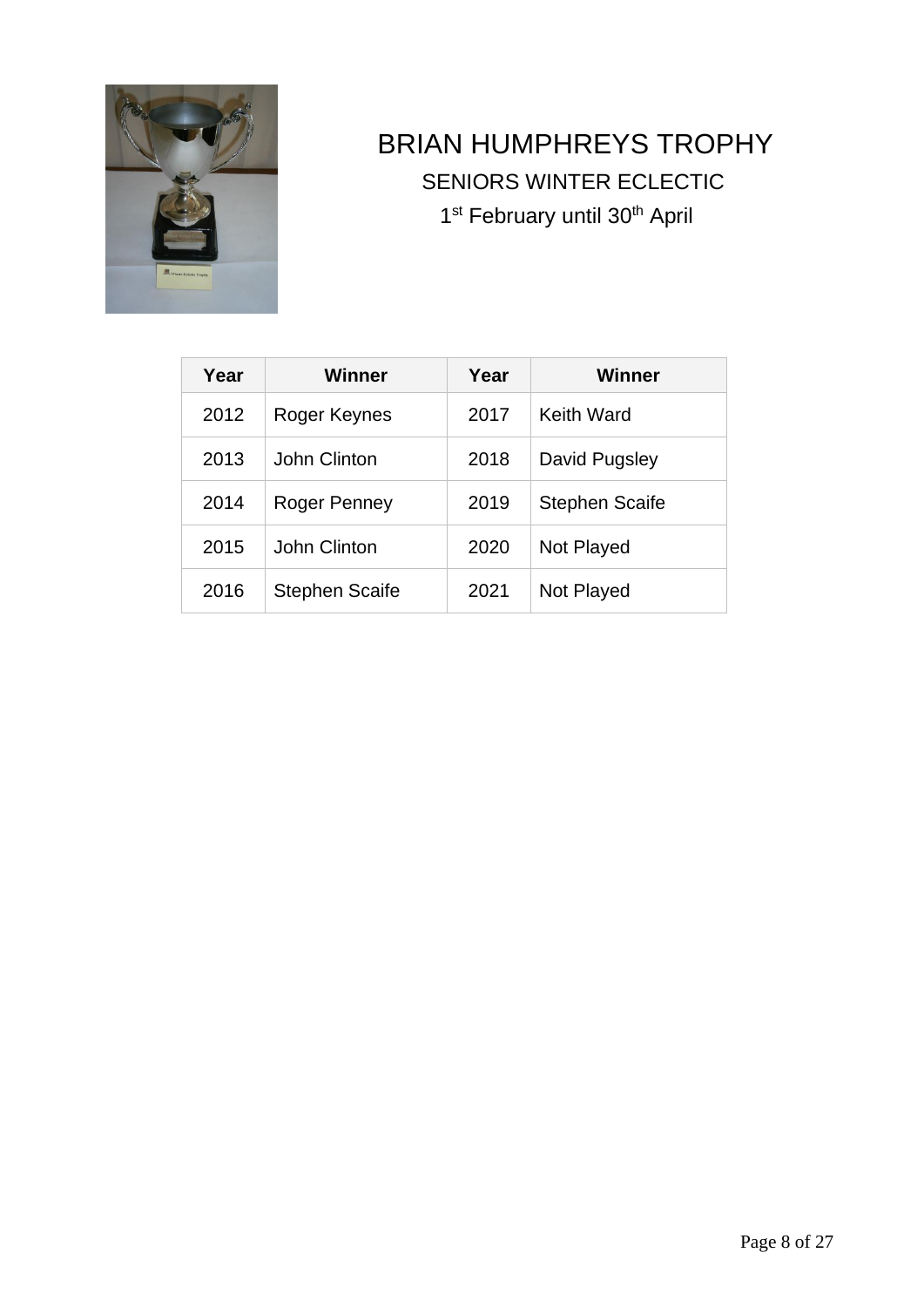# BRIAN HUMPHREYS TROPHY

## SENIORS WINTER ECLECTIC

1st February until 30th April

| Year | Winner | Year | Winner |
|---|---|---|---|
| 2012 | Roger Keynes | 2017 | Keith Ward |
| 2013 | John Clinton | 2018 | David Pugsley |
| 2014 | Roger Penney | 2019 | Stephen Scaife |
| 2015 | John Clinton | 2020 | Not Played |
| 2016 | Stephen Scaife | 2021 | Not Played |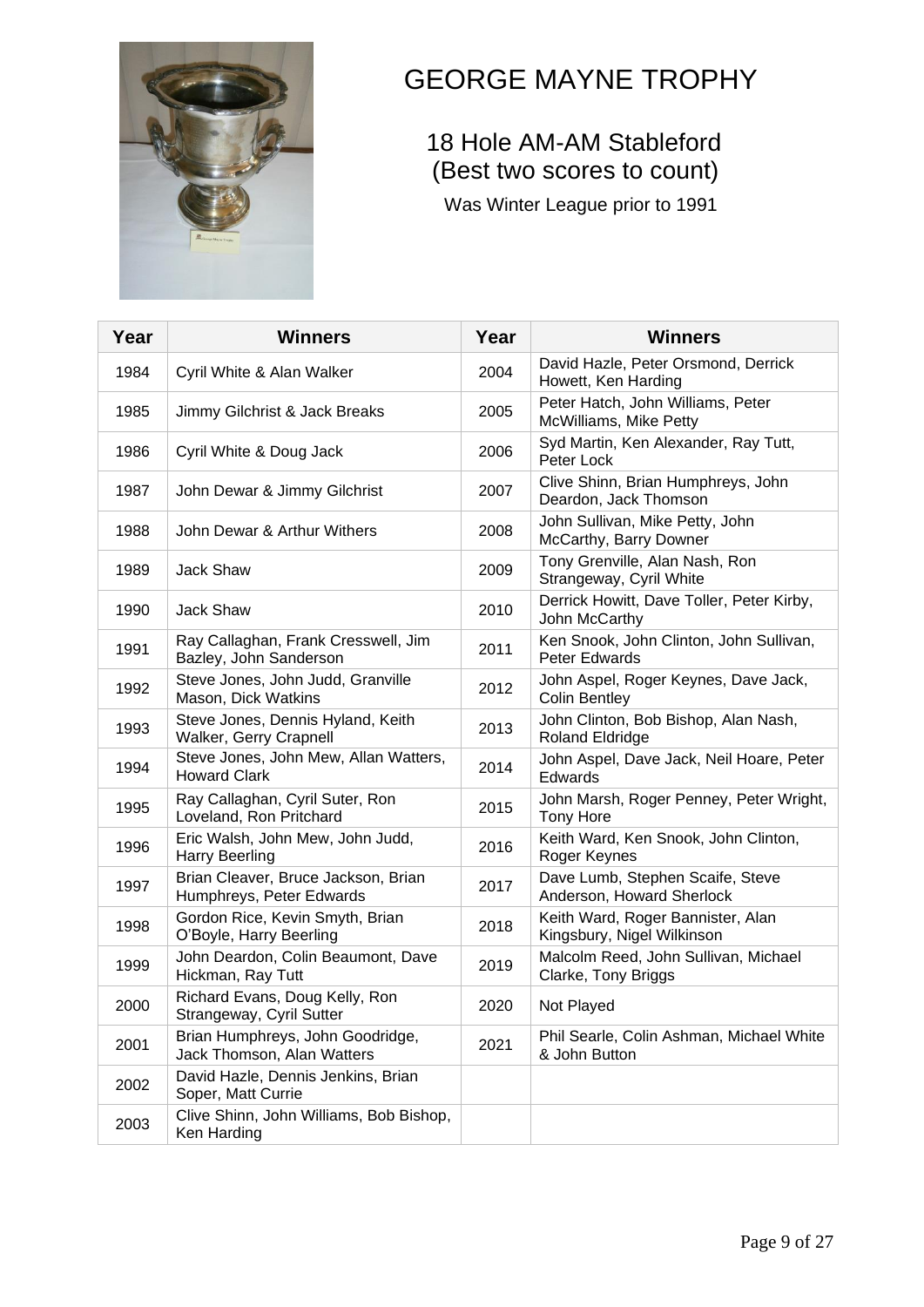# GEORGE MAYNE TROPHY

## 18 Hole AM-AM Stableford (Best two scores to count)

Was Winter League prior to 1991

| Year | Winners | Year | Winners |
|---|---|---|---|
| 1984 | Cyril White & Alan Walker | 2004 | David Hazle, Peter Orsmond, Derrick Howett, Ken Harding |
| 1985 | Jimmy Gilchrist & Jack Breaks | 2005 | Peter Hatch, John Williams, Peter McWilliams, Mike Petty |
| 1986 | Cyril White & Doug Jack | 2006 | Syd Martin, Ken Alexander, Ray Tutt, Peter Lock |
| 1987 | John Dewar & Jimmy Gilchrist | 2007 | Clive Shinn, Brian Humphreys, John Deardon, Jack Thomson |
| 1988 | John Dewar & Arthur Withers | 2008 | John Sullivan, Mike Petty, John McCarthy, Barry Downer |
| 1989 | Jack Shaw | 2009 | Tony Grenville, Alan Nash, Ron Strangeway, Cyril White |
| 1990 | Jack Shaw | 2010 | Derrick Howitt, Dave Toller, Peter Kirby, John McCarthy |
| 1991 | Ray Callaghan, Frank Cresswell, Jim Bazley, John Sanderson | 2011 | Ken Snook, John Clinton, John Sullivan, Peter Edwards |
| 1992 | Steve Jones, John Judd, Granville Mason, Dick Watkins | 2012 | John Aspel, Roger Keynes, Dave Jack, Colin Bentley |
| 1993 | Steve Jones, Dennis Hyland, Keith Walker, Gerry Crapnell | 2013 | John Clinton, Bob Bishop, Alan Nash, Roland Eldridge |
| 1994 | Steve Jones, John Mew, Allan Watters, Howard Clark | 2014 | John Aspel, Dave Jack, Neil Hoare, Peter Edwards |
| 1995 | Ray Callaghan, Cyril Suter, Ron Loveland, Ron Pritchard | 2015 | John Marsh, Roger Penney, Peter Wright, Tony Hore |
| 1996 | Eric Walsh, John Mew, John Judd, Harry Beerling | 2016 | Keith Ward, Ken Snook, John Clinton, Roger Keynes |
| 1997 | Brian Cleaver, Bruce Jackson, Brian Humphreys, Peter Edwards | 2017 | Dave Lumb, Stephen Scaife, Steve Anderson, Howard Sherlock |
| 1998 | Gordon Rice, Kevin Smyth, Brian O'Boyle, Harry Beerling | 2018 | Keith Ward, Roger Bannister, Alan Kingsbury, Nigel Wilkinson |
| 1999 | John Deardon, Colin Beaumont, Dave Hickman, Ray Tutt | 2019 | Malcolm Reed, John Sullivan, Michael Clarke, Tony Briggs |
| 2000 | Richard Evans, Doug Kelly, Ron Strangeway, Cyril Sutter | 2020 | Not Played |
| 2001 | Brian Humphreys, John Goodridge, Jack Thomson, Alan Watters | 2021 | Phil Searle, Colin Ashman, Michael White & John Button |
| 2002 | David Hazle, Dennis Jenkins, Brian Soper, Matt Currie | | |
| 2003 | Clive Shinn, John Williams, Bob Bishop, Ken Harding | | |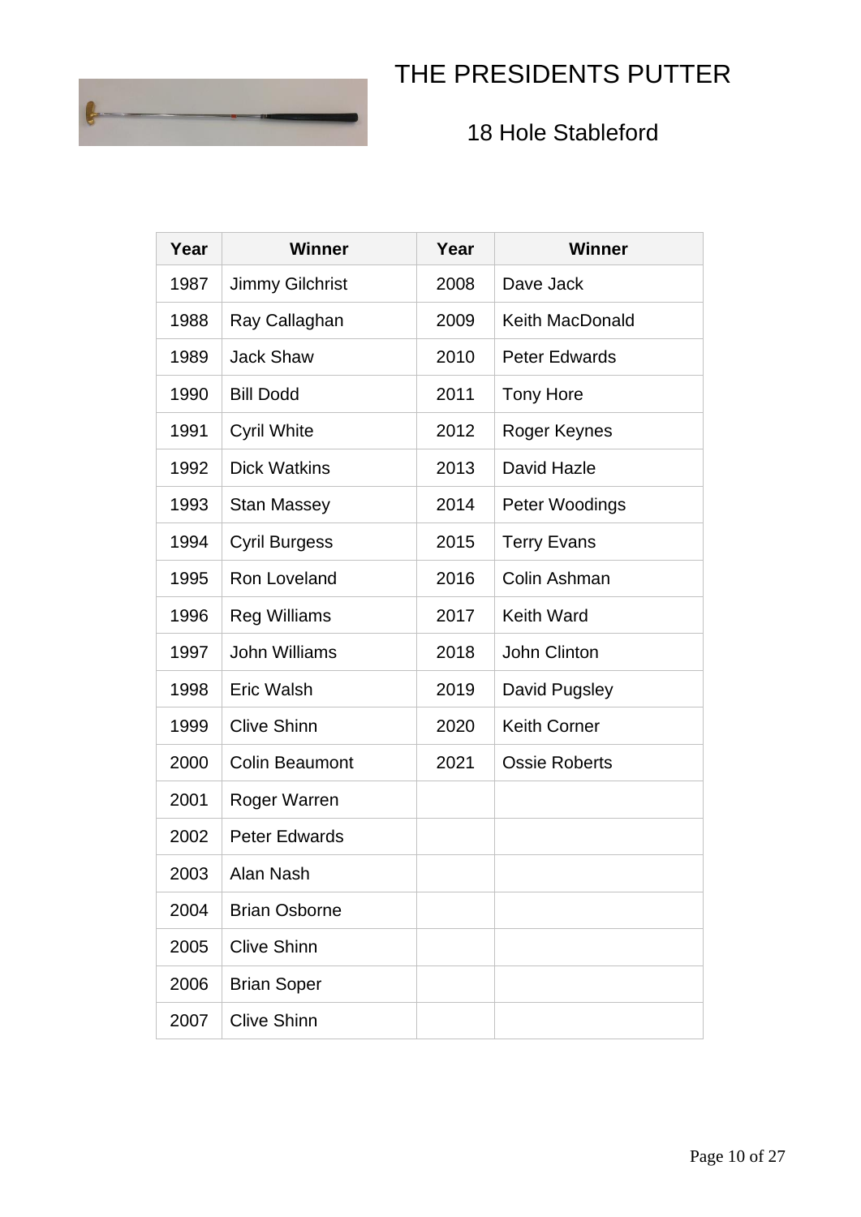# THE PRESIDENTS PUTTER

## 18 Hole Stableford

| Year | Winner | Year | Winner |
|---|---|---|---|
| 1987 | Jimmy Gilchrist | 2008 | Dave Jack |
| 1988 | Ray Callaghan | 2009 | Keith MacDonald |
| 1989 | Jack Shaw | 2010 | Peter Edwards |
| 1990 | Bill Dodd | 2011 | Tony Hore |
| 1991 | Cyril White | 2012 | Roger Keynes |
| 1992 | Dick Watkins | 2013 | David Hazle |
| 1993 | Stan Massey | 2014 | Peter Woodings |
| 1994 | Cyril Burgess | 2015 | Terry Evans |
| 1995 | Ron Loveland | 2016 | Colin Ashman |
| 1996 | Reg Williams | 2017 | Keith Ward |
| 1997 | John Williams | 2018 | John Clinton |
| 1998 | Eric Walsh | 2019 | David Pugsley |
| 1999 | Clive Shinn | 2020 | Keith Corner |
| 2000 | Colin Beaumont | 2021 | Ossie Roberts |
| 2001 | Roger Warren | | |
| 2002 | Peter Edwards | | |
| 2003 | Alan Nash | | |
| 2004 | Brian Osborne | | |
| 2005 | Clive Shinn | | |
| 2006 | Brian Soper | | |
| 2007 | Clive Shinn | | |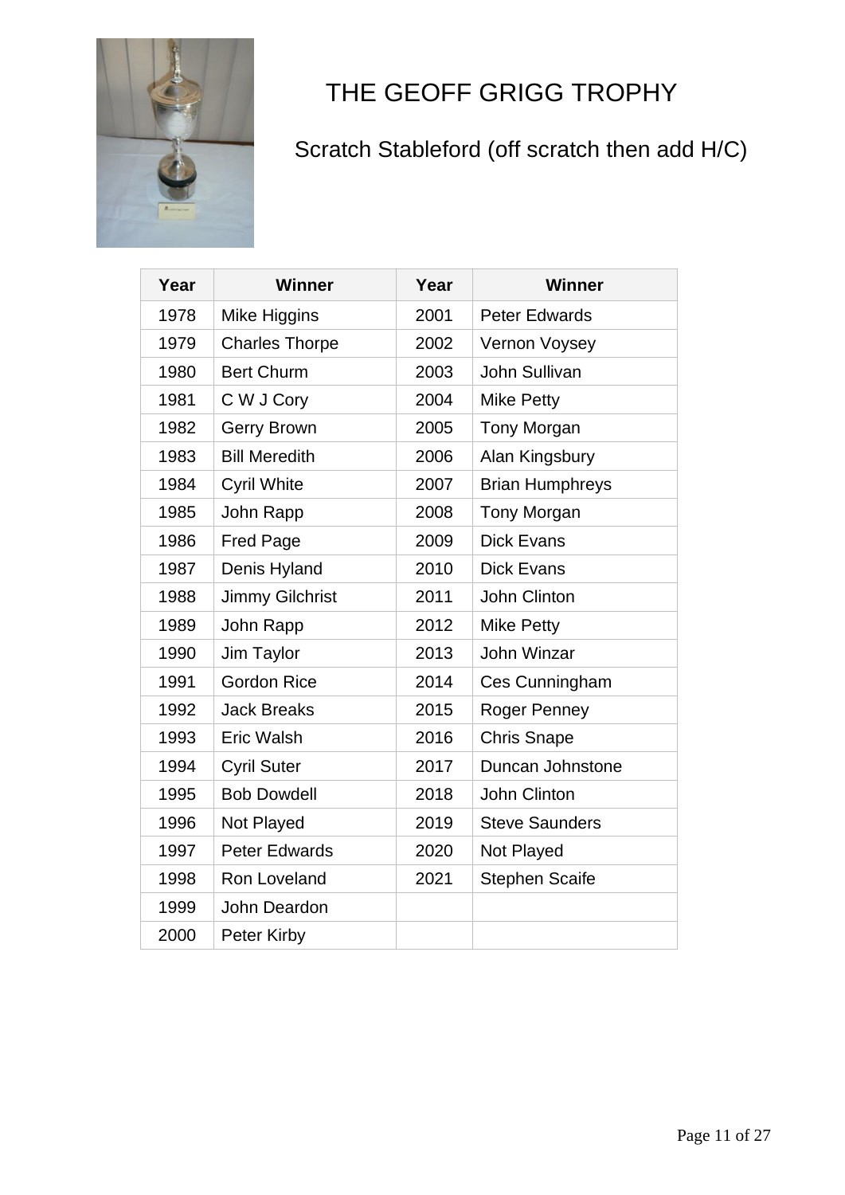# THE GEOFF GRIGG TROPHY

## Scratch Stableford (off scratch then add H/C)

| Year | Winner | Year | Winner |
|---|---|---|---|
| 1978 | Mike Higgins | 2001 | Peter Edwards |
| 1979 | Charles Thorpe | 2002 | Vernon Voysey |
| 1980 | Bert Churm | 2003 | John Sullivan |
| 1981 | C W J Cory | 2004 | Mike Petty |
| 1982 | Gerry Brown | 2005 | Tony Morgan |
| 1983 | Bill Meredith | 2006 | Alan Kingsbury |
| 1984 | Cyril White | 2007 | Brian Humphreys |
| 1985 | John Rapp | 2008 | Tony Morgan |
| 1986 | Fred Page | 2009 | Dick Evans |
| 1987 | Denis Hyland | 2010 | Dick Evans |
| 1988 | Jimmy Gilchrist | 2011 | John Clinton |
| 1989 | John Rapp | 2012 | Mike Petty |
| 1990 | Jim Taylor | 2013 | John Winzar |
| 1991 | Gordon Rice | 2014 | Ces Cunningham |
| 1992 | Jack Breaks | 2015 | Roger Penney |
| 1993 | Eric Walsh | 2016 | Chris Snape |
| 1994 | Cyril Suter | 2017 | Duncan Johnstone |
| 1995 | Bob Dowdell | 2018 | John Clinton |
| 1996 | Not Played | 2019 | Steve Saunders |
| 1997 | Peter Edwards | 2020 | Not Played |
| 1998 | Ron Loveland | 2021 | Stephen Scaife |
| 1999 | John Deardon | | |
| 2000 | Peter Kirby | | |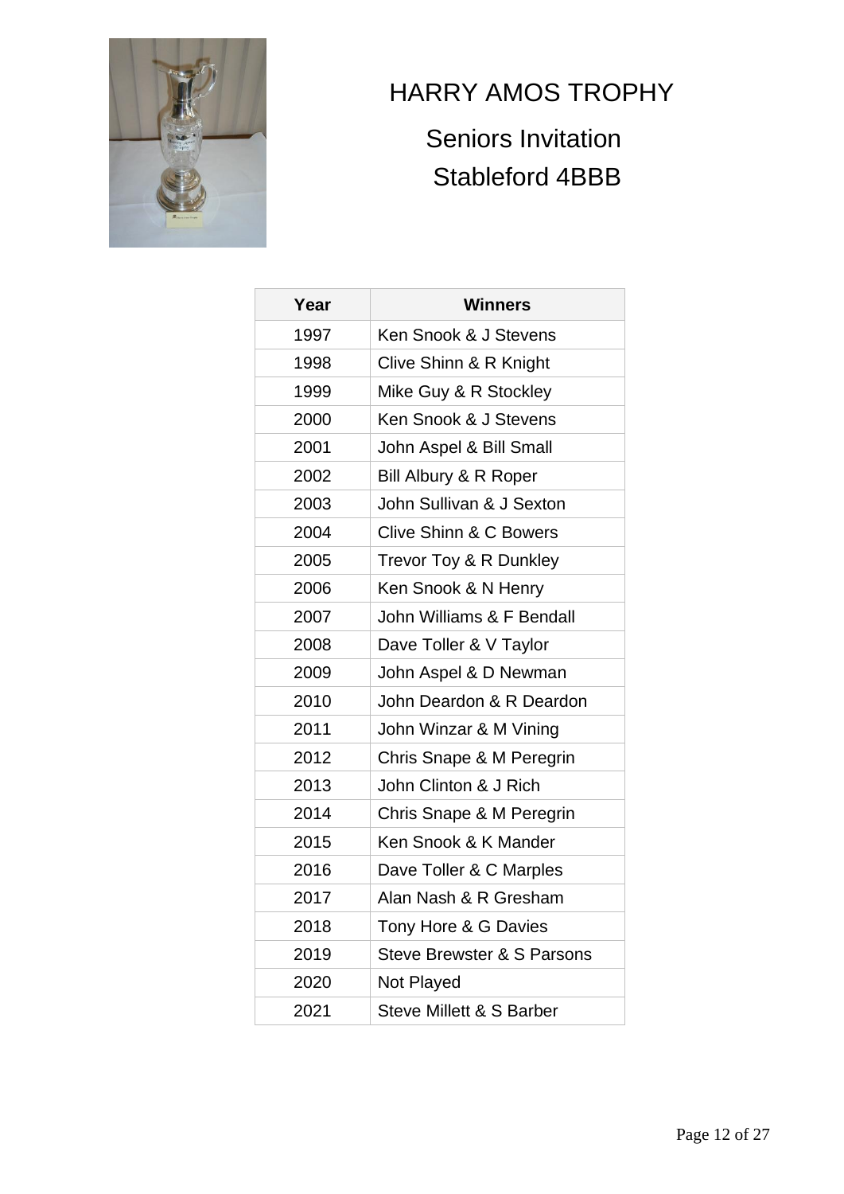# HARRY AMOS TROPHY

## Seniors Invitation

## Stableford 4BBB

| Year | Winners |
|---|---|
| 1997 | Ken Snook & J Stevens |
| 1998 | Clive Shinn & R Knight |
| 1999 | Mike Guy & R Stockley |
| 2000 | Ken Snook & J Stevens |
| 2001 | John Aspel & Bill Small |
| 2002 | Bill Albury & R Roper |
| 2003 | John Sullivan & J Sexton |
| 2004 | Clive Shinn & C Bowers |
| 2005 | Trevor Toy & R Dunkley |
| 2006 | Ken Snook & N Henry |
| 2007 | John Williams & F Bendall |
| 2008 | Dave Toller & V Taylor |
| 2009 | John Aspel & D Newman |
| 2010 | John Deardon & R Deardon |
| 2011 | John Winzar & M Vining |
| 2012 | Chris Snape & M Peregrin |
| 2013 | John Clinton & J Rich |
| 2014 | Chris Snape & M Peregrin |
| 2015 | Ken Snook & K Mander |
| 2016 | Dave Toller & C Marples |
| 2017 | Alan Nash & R Gresham |
| 2018 | Tony Hore & G Davies |
| 2019 | Steve Brewster & S Parsons |
| 2020 | Not Played |
| 2021 | Steve Millett & S Barber |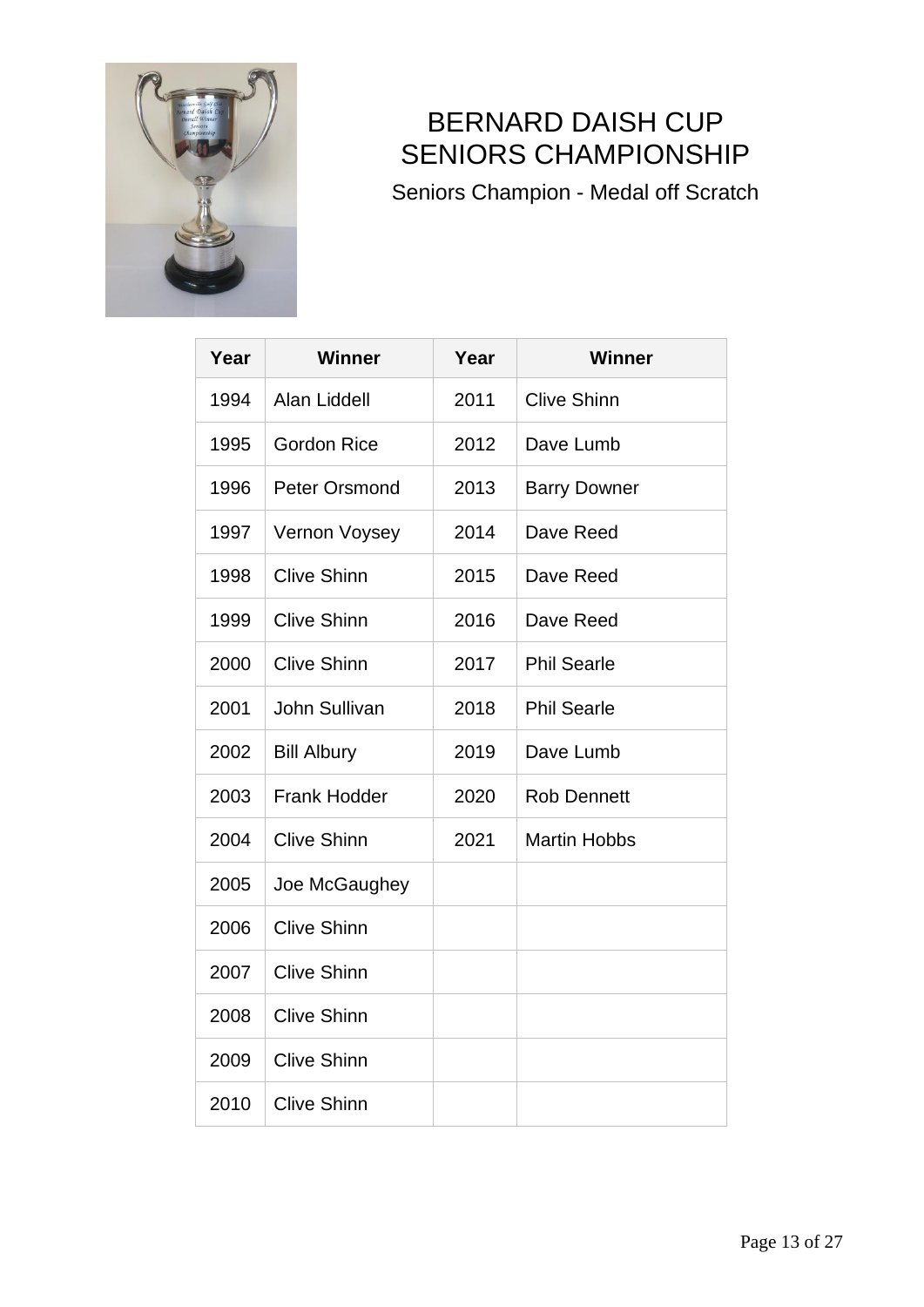# BERNARD DAISH CUP SENIORS CHAMPIONSHIP

Seniors Champion - Medal off Scratch

| Year | Winner | Year | Winner |
|---|---|---|---|
| 1994 | Alan Liddell | 2011 | Clive Shinn |
| 1995 | Gordon Rice | 2012 | Dave Lumb |
| 1996 | Peter Orsmond | 2013 | Barry Downer |
| 1997 | Vernon Voysey | 2014 | Dave Reed |
| 1998 | Clive Shinn | 2015 | Dave Reed |
| 1999 | Clive Shinn | 2016 | Dave Reed |
| 2000 | Clive Shinn | 2017 | Phil Searle |
| 2001 | John Sullivan | 2018 | Phil Searle |
| 2002 | Bill Albury | 2019 | Dave Lumb |
| 2003 | Frank Hodder | 2020 | Rob Dennett |
| 2004 | Clive Shinn | 2021 | Martin Hobbs |
| 2005 | Joe McGaughey | | |
| 2006 | Clive Shinn | | |
| 2007 | Clive Shinn | | |
| 2008 | Clive Shinn | | |
| 2009 | Clive Shinn | | |
| 2010 | Clive Shinn | | |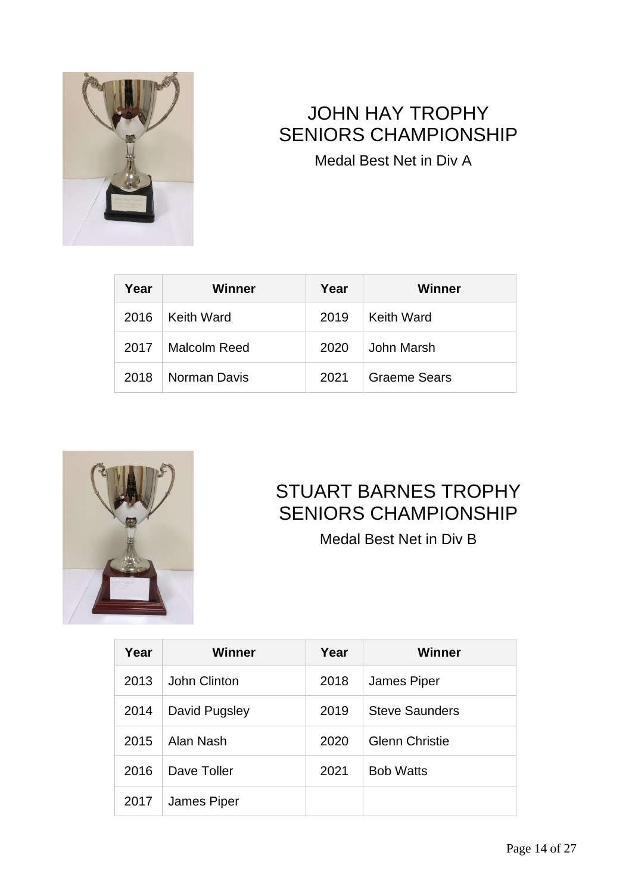# JOHN HAY TROPHY SENIORS CHAMPIONSHIP

Medal Best Net in Div A

| Year | Winner | Year | Winner |
|---|---|---|---|
| 2016 | Keith Ward | 2019 | Keith Ward |
| 2017 | Malcolm Reed | 2020 | John Marsh |
| 2018 | Norman Davis | 2021 | Graeme Sears |

# STUART BARNES TROPHY SENIORS CHAMPIONSHIP

Medal Best Net in Div B

| Year | Winner | Year | Winner |
|---|---|---|---|
| 2013 | John Clinton | 2018 | James Piper |
| 2014 | David Pugsley | 2019 | Steve Saunders |
| 2015 | Alan Nash | 2020 | Glenn Christie |
| 2016 | Dave Toller | 2021 | Bob Watts |
| 2017 | James Piper | | |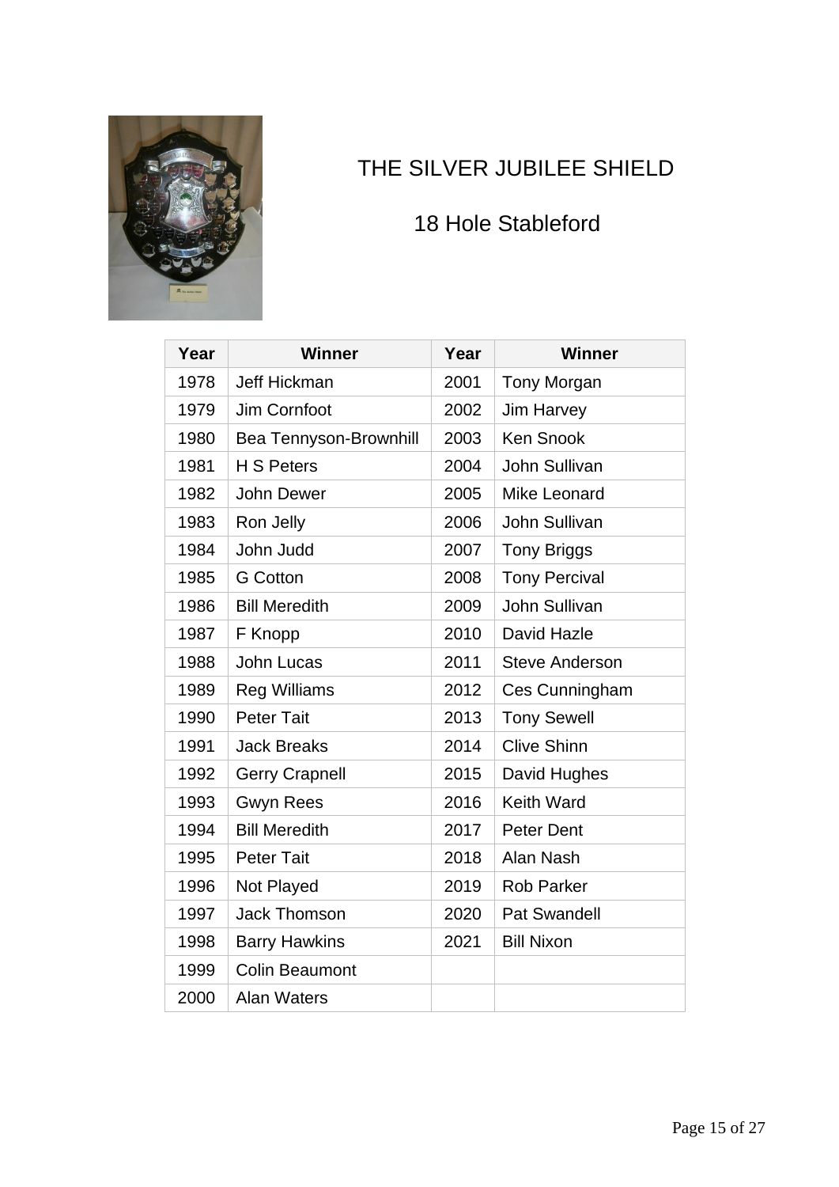# THE SILVER JUBILEE SHIELD

## 18 Hole Stableford

| Year | Winner | Year | Winner |
|---|---|---|---|
| 1978 | Jeff Hickman | 2001 | Tony Morgan |
| 1979 | Jim Cornfoot | 2002 | Jim Harvey |
| 1980 | Bea Tennyson-Brownhill | 2003 | Ken Snook |
| 1981 | H S Peters | 2004 | John Sullivan |
| 1982 | John Dewer | 2005 | Mike Leonard |
| 1983 | Ron Jelly | 2006 | John Sullivan |
| 1984 | John Judd | 2007 | Tony Briggs |
| 1985 | G Cotton | 2008 | Tony Percival |
| 1986 | Bill Meredith | 2009 | John Sullivan |
| 1987 | F Knopp | 2010 | David Hazle |
| 1988 | John Lucas | 2011 | Steve Anderson |
| 1989 | Reg Williams | 2012 | Ces Cunningham |
| 1990 | Peter Tait | 2013 | Tony Sewell |
| 1991 | Jack Breaks | 2014 | Clive Shinn |
| 1992 | Gerry Crapnell | 2015 | David Hughes |
| 1993 | Gwyn Rees | 2016 | Keith Ward |
| 1994 | Bill Meredith | 2017 | Peter Dent |
| 1995 | Peter Tait | 2018 | Alan Nash |
| 1996 | Not Played | 2019 | Rob Parker |
| 1997 | Jack Thomson | 2020 | Pat Swandell |
| 1998 | Barry Hawkins | 2021 | Bill Nixon |
| 1999 | Colin Beaumont | | |
| 2000 | Alan Waters | | |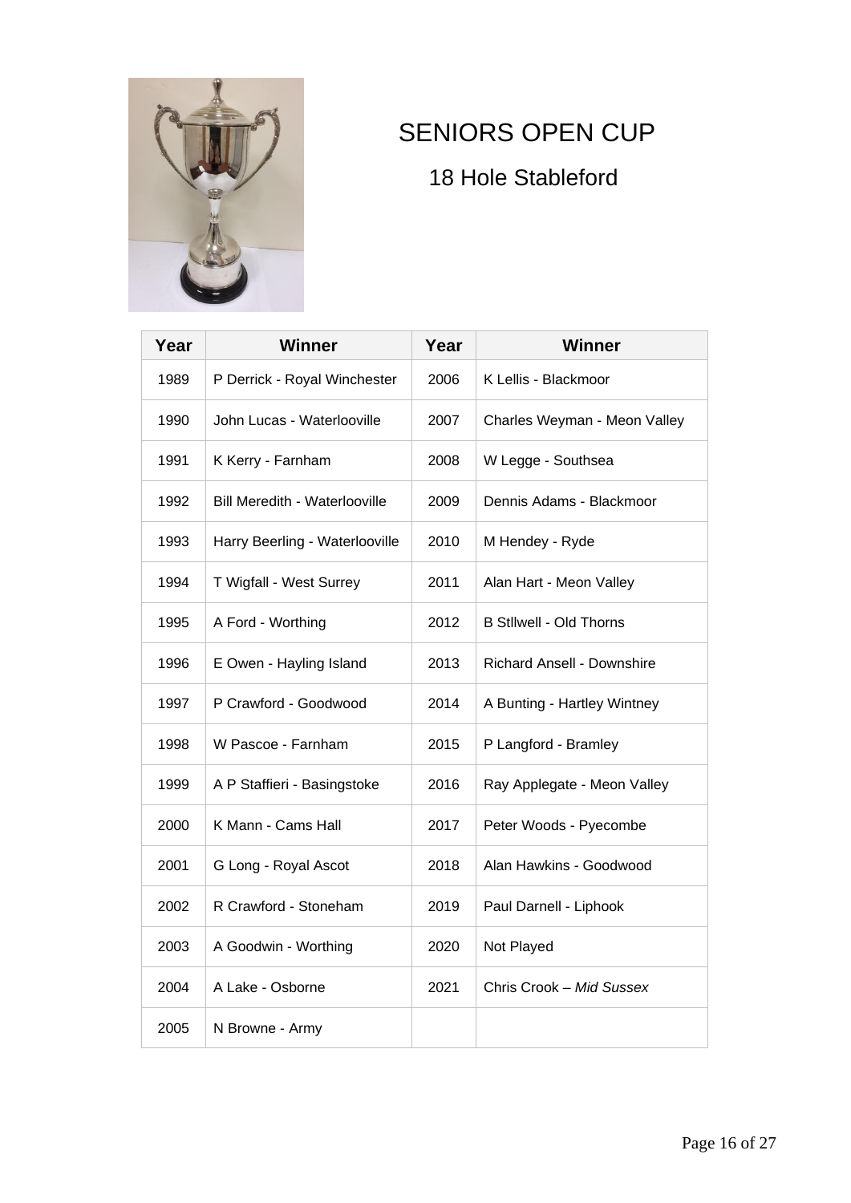# SENIORS OPEN CUP

## 18 Hole Stableford

| Year | Winner | Year | Winner |
|---|---|---|---|
| 1989 | P Derrick - Royal Winchester | 2006 | K Lellis - Blackmoor |
| 1990 | John Lucas - Waterlooville | 2007 | Charles Weyman - Meon Valley |
| 1991 | K Kerry - Farnham | 2008 | W Legge - Southsea |
| 1992 | Bill Meredith - Waterlooville | 2009 | Dennis Adams - Blackmoor |
| 1993 | Harry Beerling - Waterlooville | 2010 | M Hendey - Ryde |
| 1994 | T Wigfall - West Surrey | 2011 | Alan Hart - Meon Valley |
| 1995 | A Ford - Worthing | 2012 | B Stllwell - Old Thorns |
| 1996 | E Owen - Hayling Island | 2013 | Richard Ansell - Downshire |
| 1997 | P Crawford - Goodwood | 2014 | A Bunting - Hartley Wintney |
| 1998 | W Pascoe - Farnham | 2015 | P Langford - Bramley |
| 1999 | A P Staffieri - Basingstoke | 2016 | Ray Applegate - Meon Valley |
| 2000 | K Mann - Cams Hall | 2017 | Peter Woods - Pyecombe |
| 2001 | G Long - Royal Ascot | 2018 | Alan Hawkins - Goodwood |
| 2002 | R Crawford - Stoneham | 2019 | Paul Darnell - Liphook |
| 2003 | A Goodwin - Worthing | 2020 | Not Played |
| 2004 | A Lake - Osborne | 2021 | Chris Crook – *Mid Sussex* |
| 2005 | N Browne - Army | | |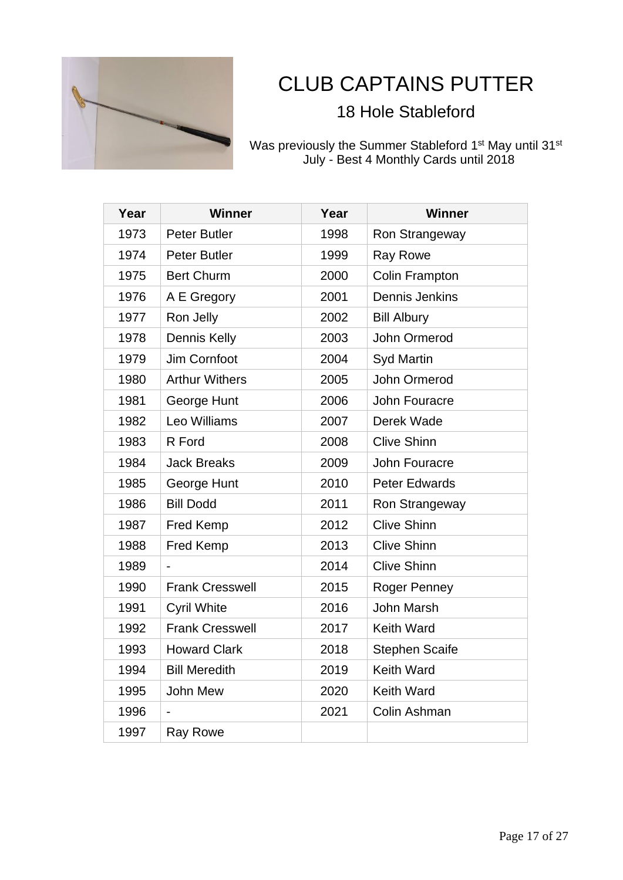# CLUB CAPTAINS PUTTER

## 18 Hole Stableford

Was previously the Summer Stableford 1st May until 31st July - Best 4 Monthly Cards until 2018

| Year | Winner | Year | Winner |
|---|---|---|---|
| 1973 | Peter Butler | 1998 | Ron Strangeway |
| 1974 | Peter Butler | 1999 | Ray Rowe |
| 1975 | Bert Churm | 2000 | Colin Frampton |
| 1976 | A E Gregory | 2001 | Dennis Jenkins |
| 1977 | Ron Jelly | 2002 | Bill Albury |
| 1978 | Dennis Kelly | 2003 | John Ormerod |
| 1979 | Jim Cornfoot | 2004 | Syd Martin |
| 1980 | Arthur Withers | 2005 | John Ormerod |
| 1981 | George Hunt | 2006 | John Fouracre |
| 1982 | Leo Williams | 2007 | Derek Wade |
| 1983 | R Ford | 2008 | Clive Shinn |
| 1984 | Jack Breaks | 2009 | John Fouracre |
| 1985 | George Hunt | 2010 | Peter Edwards |
| 1986 | Bill Dodd | 2011 | Ron Strangeway |
| 1987 | Fred Kemp | 2012 | Clive Shinn |
| 1988 | Fred Kemp | 2013 | Clive Shinn |
| 1989 | - | 2014 | Clive Shinn |
| 1990 | Frank Cresswell | 2015 | Roger Penney |
| 1991 | Cyril White | 2016 | John Marsh |
| 1992 | Frank Cresswell | 2017 | Keith Ward |
| 1993 | Howard Clark | 2018 | Stephen Scaife |
| 1994 | Bill Meredith | 2019 | Keith Ward |
| 1995 | John Mew | 2020 | Keith Ward |
| 1996 | - | 2021 | Colin Ashman |
| 1997 | Ray Rowe | | |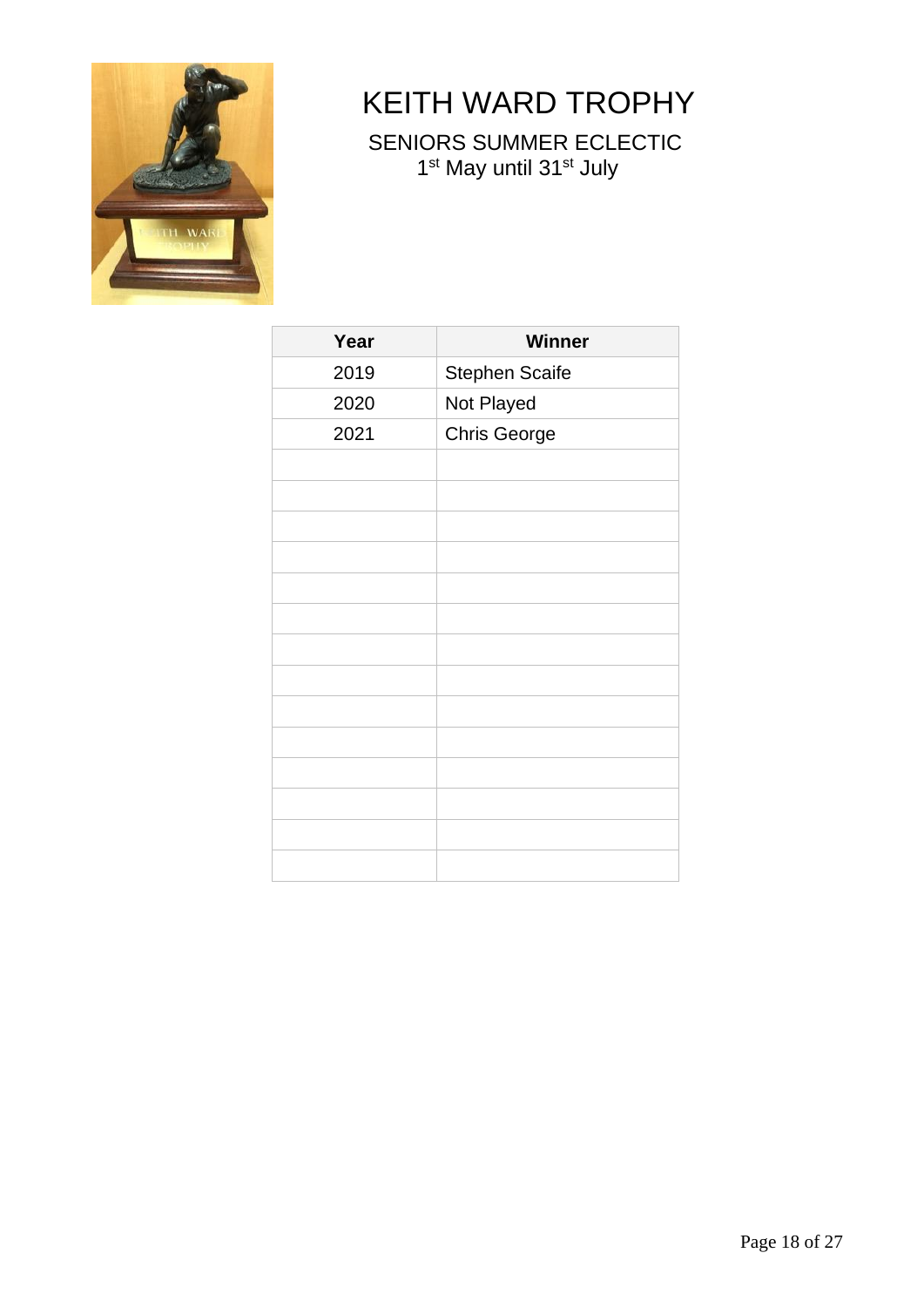# KEITH WARD TROPHY

SENIORS SUMMER ECLECTIC

1st May until 31st July

| Year | Winner |
|---|---|
| 2019 | Stephen Scaife |
| 2020 | Not Played |
| 2021 | Chris George |
| | |
| | |
| | |
| | |
| | |
| | |
| | |
| | |
| | |
| | |
| | |
| | |
| | |
| | |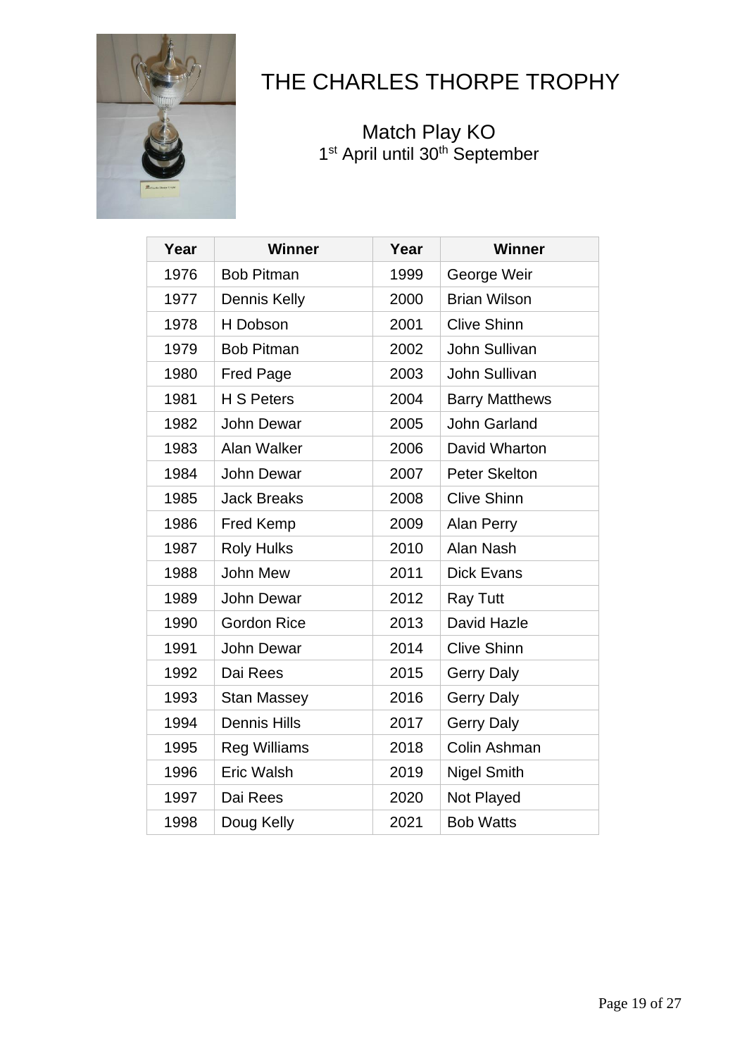# THE CHARLES THORPE TROPHY

Match Play KO
1st April until 30th September

| Year | Winner | Year | Winner |
|---|---|---|---|
| 1976 | Bob Pitman | 1999 | George Weir |
| 1977 | Dennis Kelly | 2000 | Brian Wilson |
| 1978 | H Dobson | 2001 | Clive Shinn |
| 1979 | Bob Pitman | 2002 | John Sullivan |
| 1980 | Fred Page | 2003 | John Sullivan |
| 1981 | H S Peters | 2004 | Barry Matthews |
| 1982 | John Dewar | 2005 | John Garland |
| 1983 | Alan Walker | 2006 | David Wharton |
| 1984 | John Dewar | 2007 | Peter Skelton |
| 1985 | Jack Breaks | 2008 | Clive Shinn |
| 1986 | Fred Kemp | 2009 | Alan Perry |
| 1987 | Roly Hulks | 2010 | Alan Nash |
| 1988 | John Mew | 2011 | Dick Evans |
| 1989 | John Dewar | 2012 | Ray Tutt |
| 1990 | Gordon Rice | 2013 | David Hazle |
| 1991 | John Dewar | 2014 | Clive Shinn |
| 1992 | Dai Rees | 2015 | Gerry Daly |
| 1993 | Stan Massey | 2016 | Gerry Daly |
| 1994 | Dennis Hills | 2017 | Gerry Daly |
| 1995 | Reg Williams | 2018 | Colin Ashman |
| 1996 | Eric Walsh | 2019 | Nigel Smith |
| 1997 | Dai Rees | 2020 | Not Played |
| 1998 | Doug Kelly | 2021 | Bob Watts |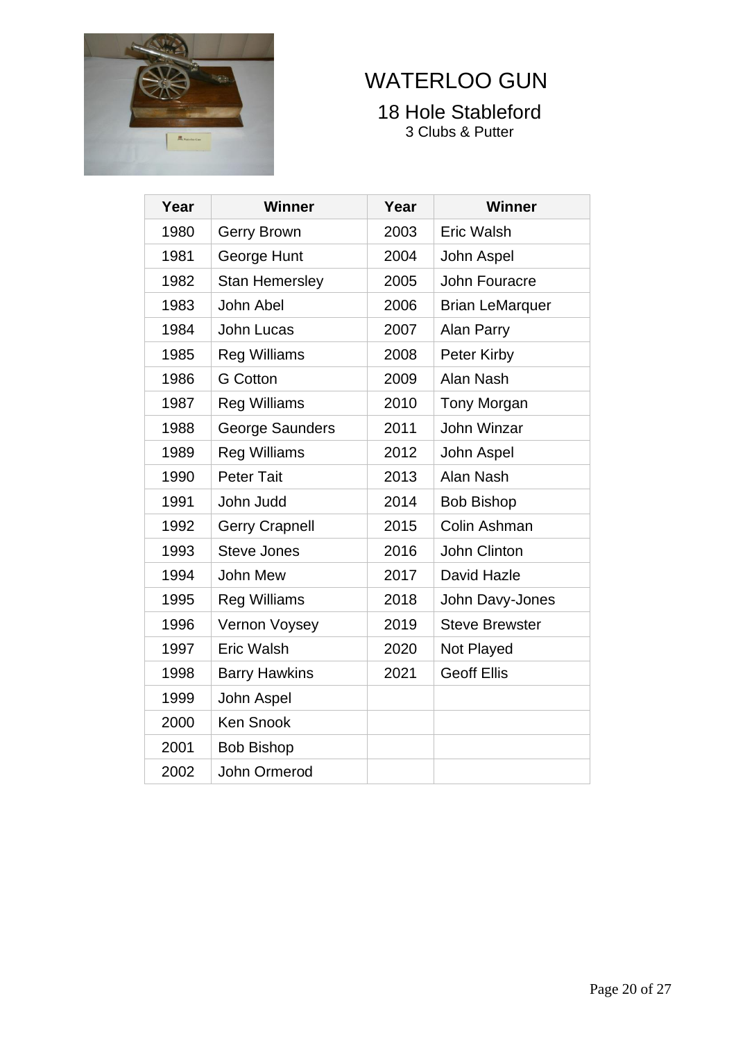# WATERLOO GUN

## 18 Hole Stableford

3 Clubs & Putter

| Year | Winner | Year | Winner |
|---|---|---|---|
| 1980 | Gerry Brown | 2003 | Eric Walsh |
| 1981 | George Hunt | 2004 | John Aspel |
| 1982 | Stan Hemersley | 2005 | John Fouracre |
| 1983 | John Abel | 2006 | Brian LeMarquer |
| 1984 | John Lucas | 2007 | Alan Parry |
| 1985 | Reg Williams | 2008 | Peter Kirby |
| 1986 | G Cotton | 2009 | Alan Nash |
| 1987 | Reg Williams | 2010 | Tony Morgan |
| 1988 | George Saunders | 2011 | John Winzar |
| 1989 | Reg Williams | 2012 | John Aspel |
| 1990 | Peter Tait | 2013 | Alan Nash |
| 1991 | John Judd | 2014 | Bob Bishop |
| 1992 | Gerry Crapnell | 2015 | Colin Ashman |
| 1993 | Steve Jones | 2016 | John Clinton |
| 1994 | John Mew | 2017 | David Hazle |
| 1995 | Reg Williams | 2018 | John Davy-Jones |
| 1996 | Vernon Voysey | 2019 | Steve Brewster |
| 1997 | Eric Walsh | 2020 | Not Played |
| 1998 | Barry Hawkins | 2021 | Geoff Ellis |
| 1999 | John Aspel | | |
| 2000 | Ken Snook | | |
| 2001 | Bob Bishop | | |
| 2002 | John Ormerod | | |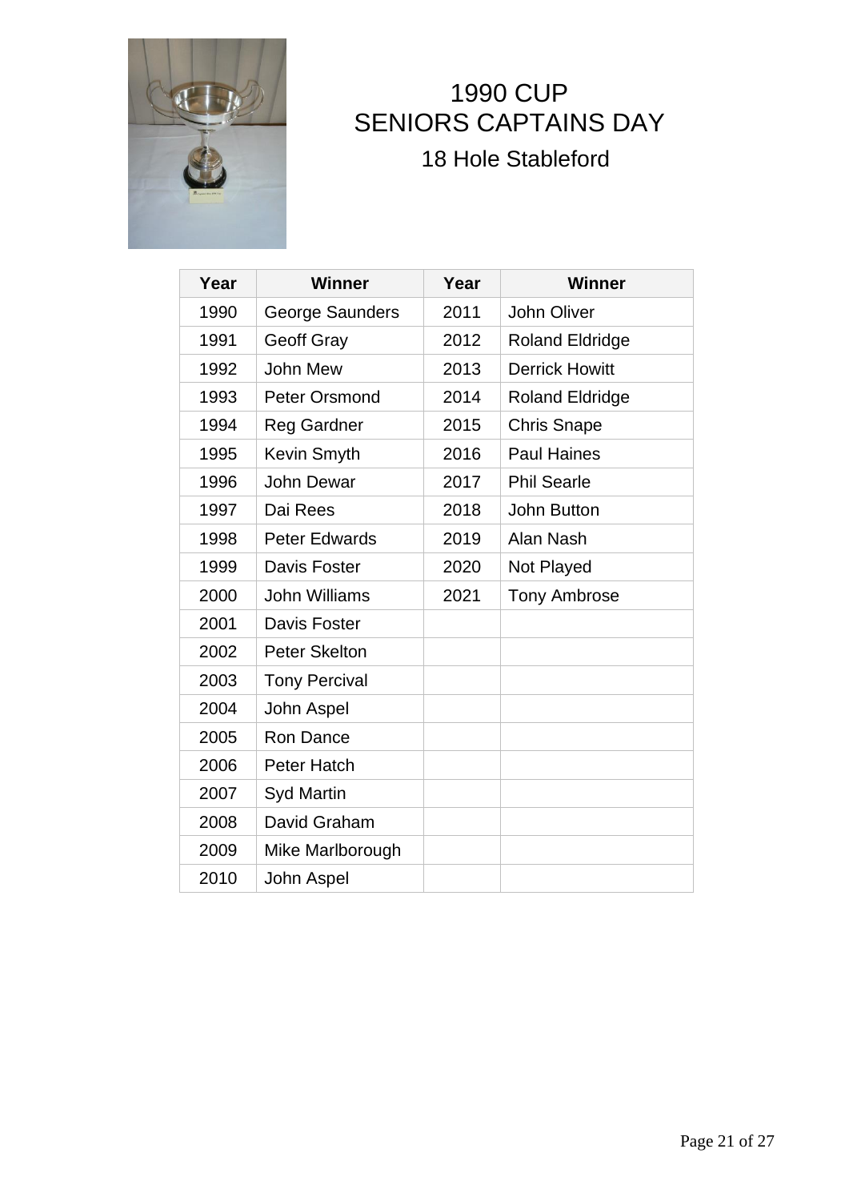# 1990 CUP
# SENIORS CAPTAINS DAY
## 18 Hole Stableford

| Year | Winner | Year | Winner |
|---|---|---|---|
| 1990 | George Saunders | 2011 | John Oliver |
| 1991 | Geoff Gray | 2012 | Roland Eldridge |
| 1992 | John Mew | 2013 | Derrick Howitt |
| 1993 | Peter Orsmond | 2014 | Roland Eldridge |
| 1994 | Reg Gardner | 2015 | Chris Snape |
| 1995 | Kevin Smyth | 2016 | Paul Haines |
| 1996 | John Dewar | 2017 | Phil Searle |
| 1997 | Dai Rees | 2018 | John Button |
| 1998 | Peter Edwards | 2019 | Alan Nash |
| 1999 | Davis Foster | 2020 | Not Played |
| 2000 | John Williams | 2021 | Tony Ambrose |
| 2001 | Davis Foster | | |
| 2002 | Peter Skelton | | |
| 2003 | Tony Percival | | |
| 2004 | John Aspel | | |
| 2005 | Ron Dance | | |
| 2006 | Peter Hatch | | |
| 2007 | Syd Martin | | |
| 2008 | David Graham | | |
| 2009 | Mike Marlborough | | |
| 2010 | John Aspel | | |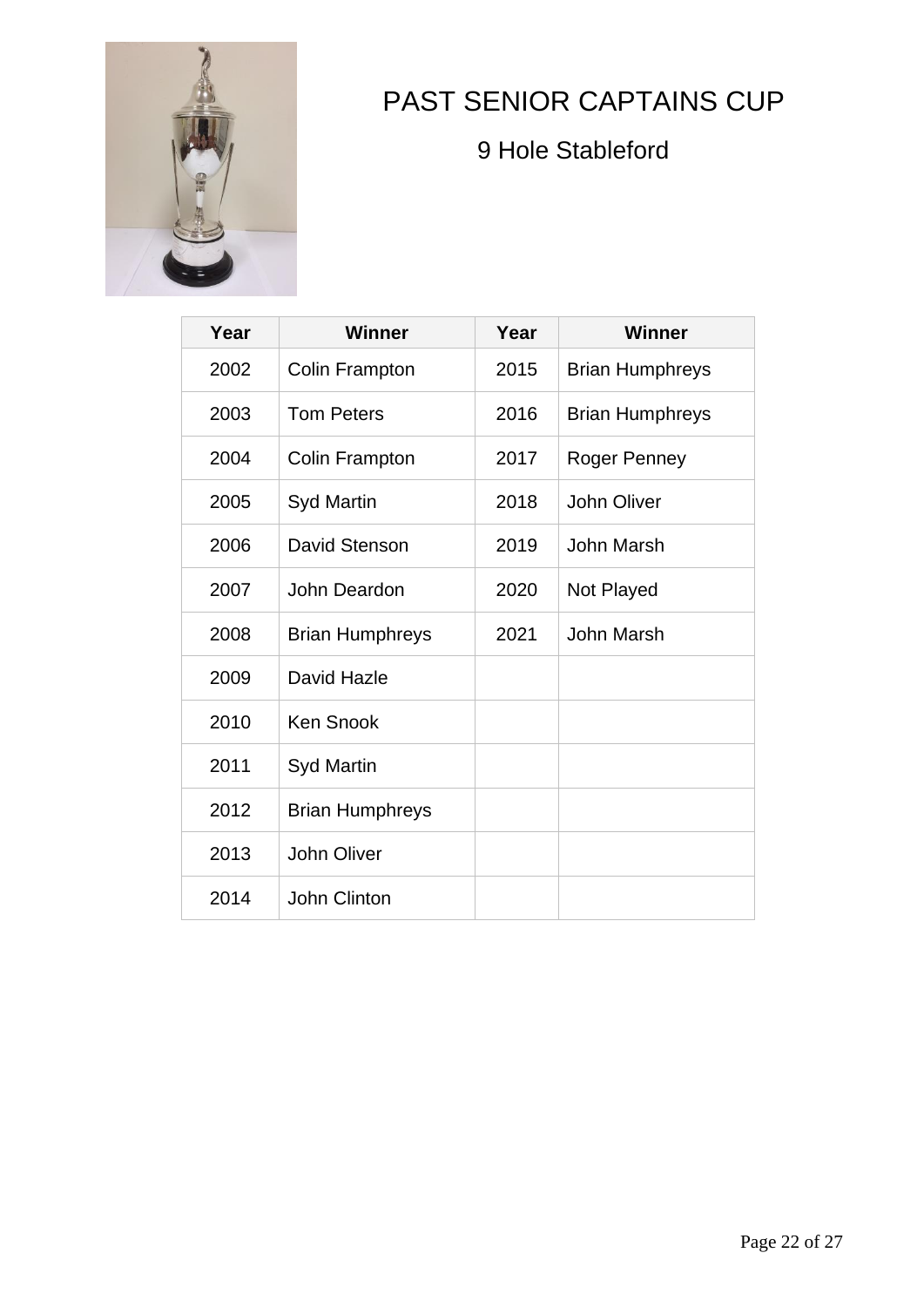# PAST SENIOR CAPTAINS CUP

## 9 Hole Stableford

| Year | Winner | Year | Winner |
|---|---|---|---|
| 2002 | Colin Frampton | 2015 | Brian Humphreys |
| 2003 | Tom Peters | 2016 | Brian Humphreys |
| 2004 | Colin Frampton | 2017 | Roger Penney |
| 2005 | Syd Martin | 2018 | John Oliver |
| 2006 | David Stenson | 2019 | John Marsh |
| 2007 | John Deardon | 2020 | Not Played |
| 2008 | Brian Humphreys | 2021 | John Marsh |
| 2009 | David Hazle | | |
| 2010 | Ken Snook | | |
| 2011 | Syd Martin | | |
| 2012 | Brian Humphreys | | |
| 2013 | John Oliver | | |
| 2014 | John Clinton | | |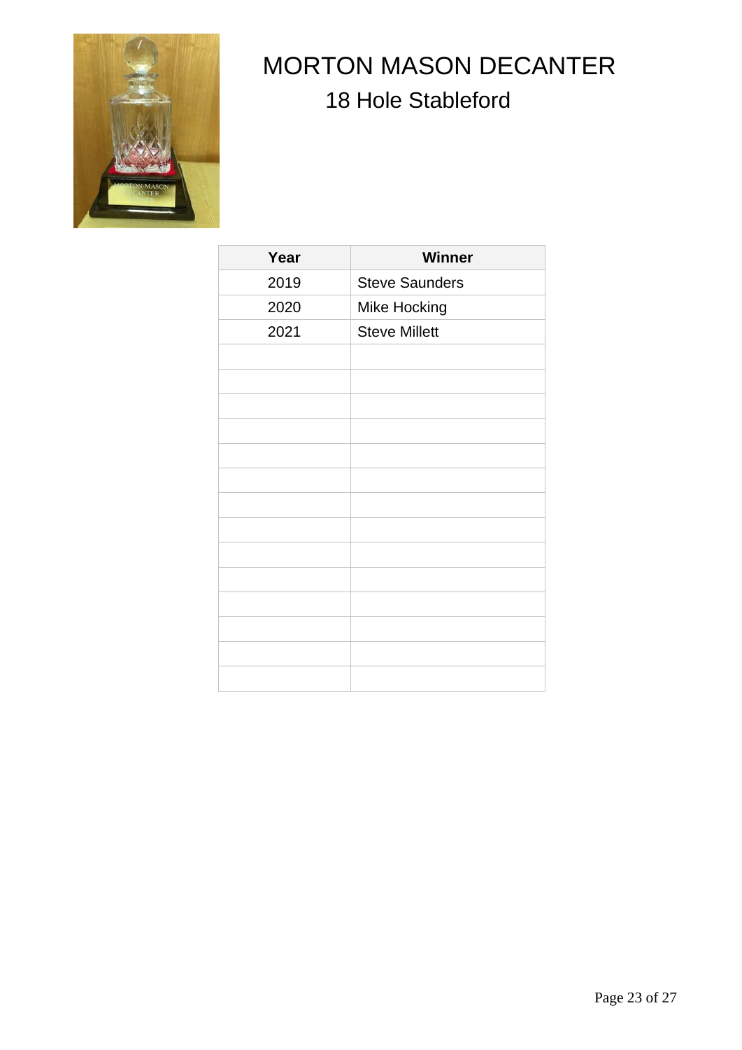# MORTON MASON DECANTER

## 18 Hole Stableford

| Year | Winner |
|---|---|
| 2019 | Steve Saunders |
| 2020 | Mike Hocking |
| 2021 | Steve Millett |
| | |
| | |
| | |
| | |
| | |
| | |
| | |
| | |
| | |
| | |
| | |
| | |
| | |
| | |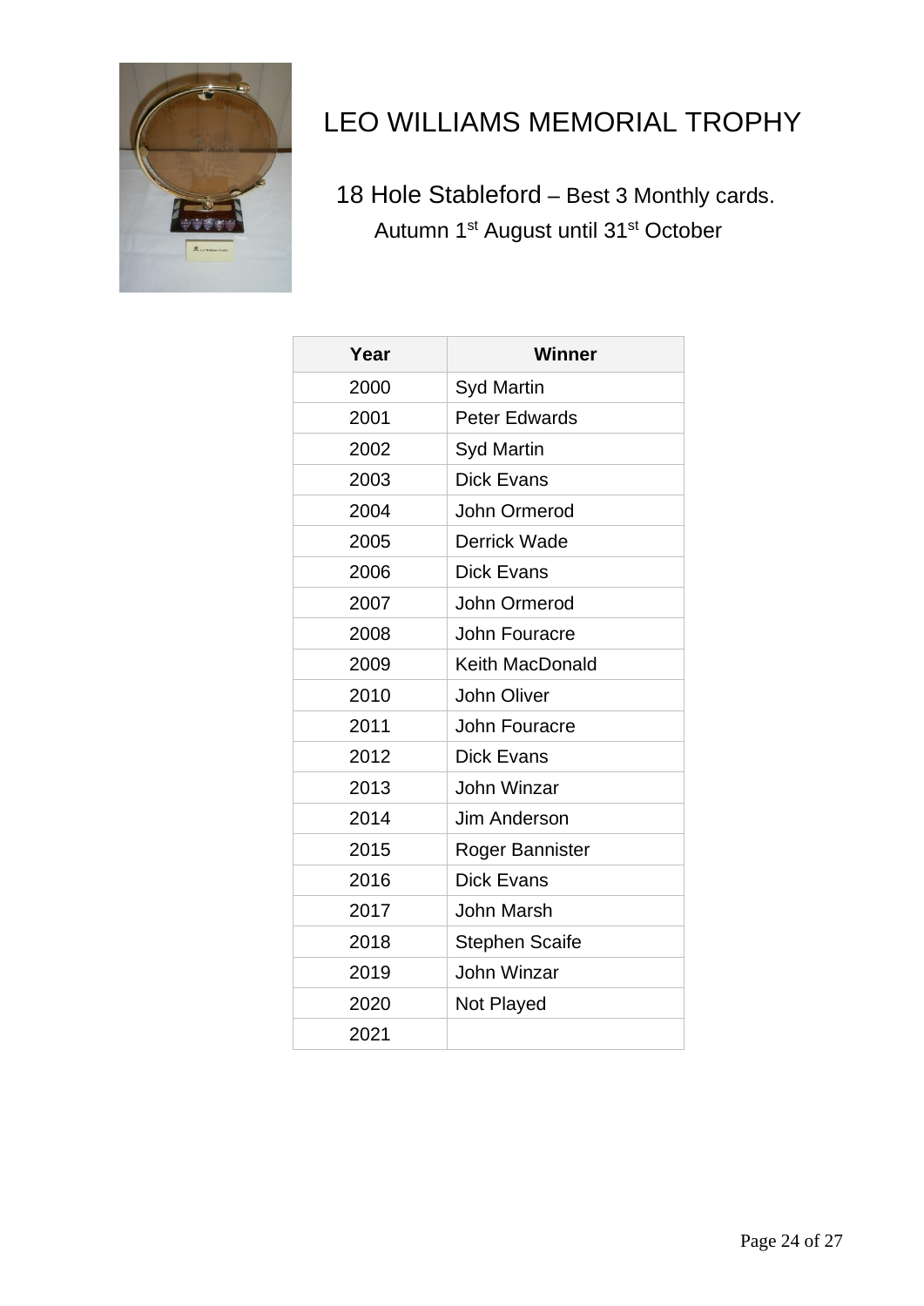# LEO WILLIAMS MEMORIAL TROPHY

18 Hole Stableford – Best 3 Monthly cards.
Autumn 1st August until 31st October

| Year | Winner |
|---|---|
| 2000 | Syd Martin |
| 2001 | Peter Edwards |
| 2002 | Syd Martin |
| 2003 | Dick Evans |
| 2004 | John Ormerod |
| 2005 | Derrick Wade |
| 2006 | Dick Evans |
| 2007 | John Ormerod |
| 2008 | John Fouracre |
| 2009 | Keith MacDonald |
| 2010 | John Oliver |
| 2011 | John Fouracre |
| 2012 | Dick Evans |
| 2013 | John Winzar |
| 2014 | Jim Anderson |
| 2015 | Roger Bannister |
| 2016 | Dick Evans |
| 2017 | John Marsh |
| 2018 | Stephen Scaife |
| 2019 | John Winzar |
| 2020 | Not Played |
| 2021 | |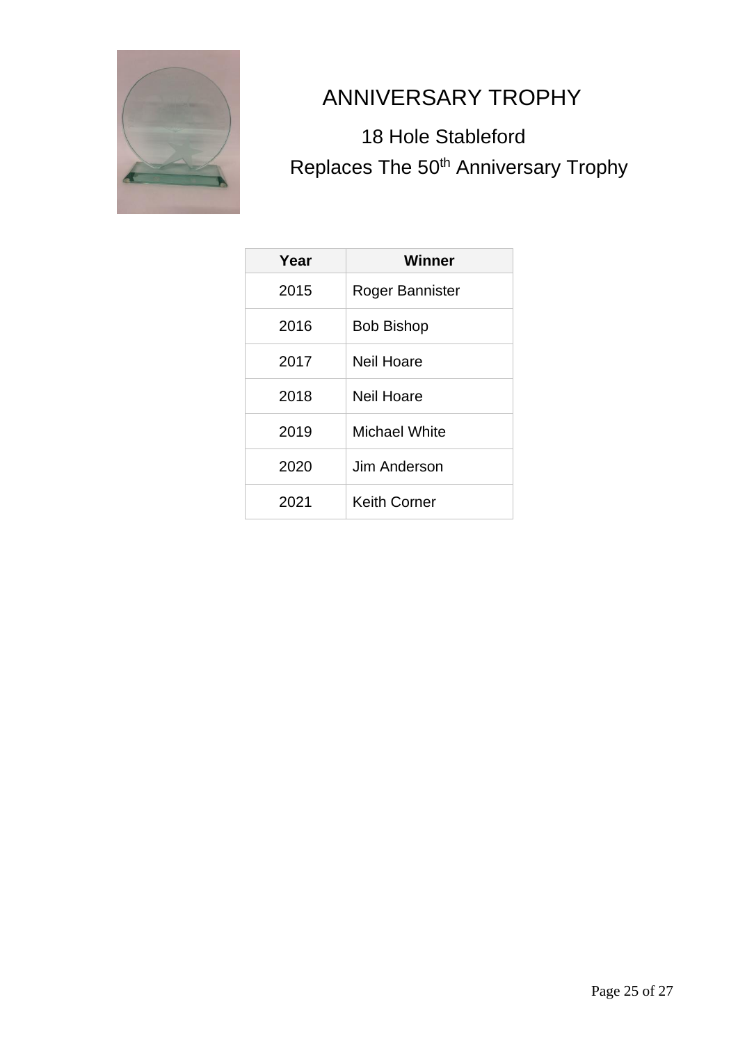# ANNIVERSARY TROPHY

18 Hole Stableford

Replaces The 50th Anniversary Trophy

| Year | Winner |
| --- | --- |
| 2015 | Roger Bannister |
| 2016 | Bob Bishop |
| 2017 | Neil Hoare |
| 2018 | Neil Hoare |
| 2019 | Michael White |
| 2020 | Jim Anderson |
| 2021 | Keith Corner |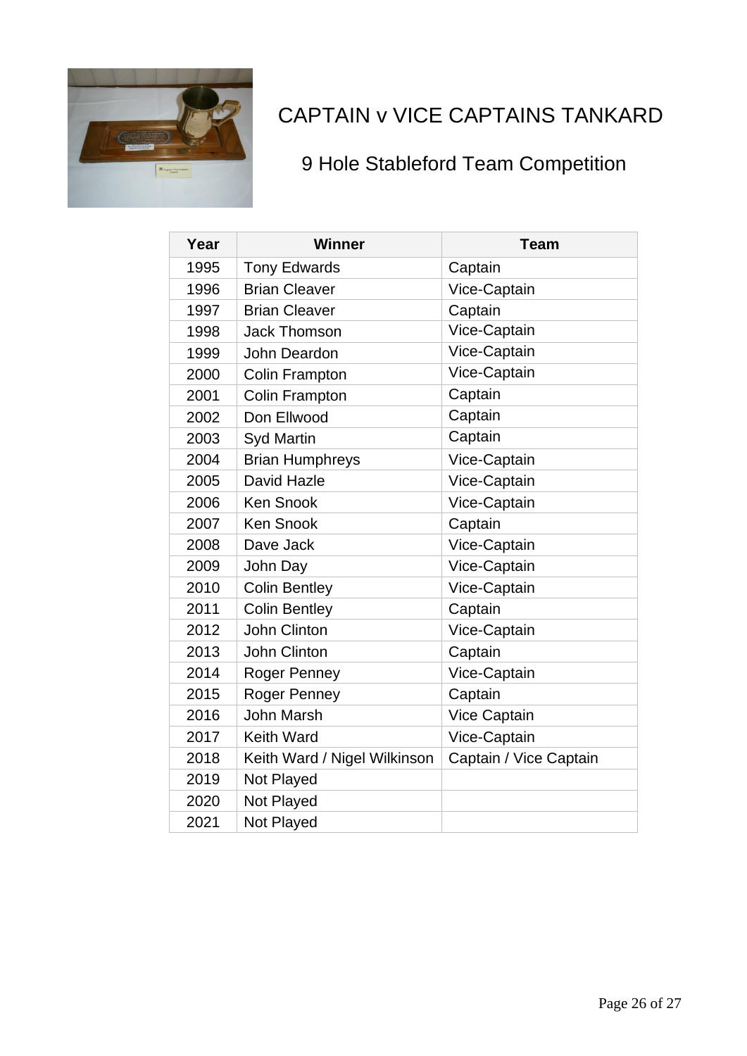# CAPTAIN v VICE CAPTAINS TANKARD

## 9 Hole Stableford Team Competition

| Year | Winner | Team |
|---|---|---|
| 1995 | Tony Edwards | Captain |
| 1996 | Brian Cleaver | Vice-Captain |
| 1997 | Brian Cleaver | Captain |
| 1998 | Jack Thomson | Vice-Captain |
| 1999 | John Deardon | Vice-Captain |
| 2000 | Colin Frampton | Vice-Captain |
| 2001 | Colin Frampton | Captain |
| 2002 | Don Ellwood | Captain |
| 2003 | Syd Martin | Captain |
| 2004 | Brian Humphreys | Vice-Captain |
| 2005 | David Hazle | Vice-Captain |
| 2006 | Ken Snook | Vice-Captain |
| 2007 | Ken Snook | Captain |
| 2008 | Dave Jack | Vice-Captain |
| 2009 | John Day | Vice-Captain |
| 2010 | Colin Bentley | Vice-Captain |
| 2011 | Colin Bentley | Captain |
| 2012 | John Clinton | Vice-Captain |
| 2013 | John Clinton | Captain |
| 2014 | Roger Penney | Vice-Captain |
| 2015 | Roger Penney | Captain |
| 2016 | John Marsh | Vice Captain |
| 2017 | Keith Ward | Vice-Captain |
| 2018 | Keith Ward / Nigel Wilkinson | Captain / Vice Captain |
| 2019 | Not Played | |
| 2020 | Not Played | |
| 2021 | Not Played | |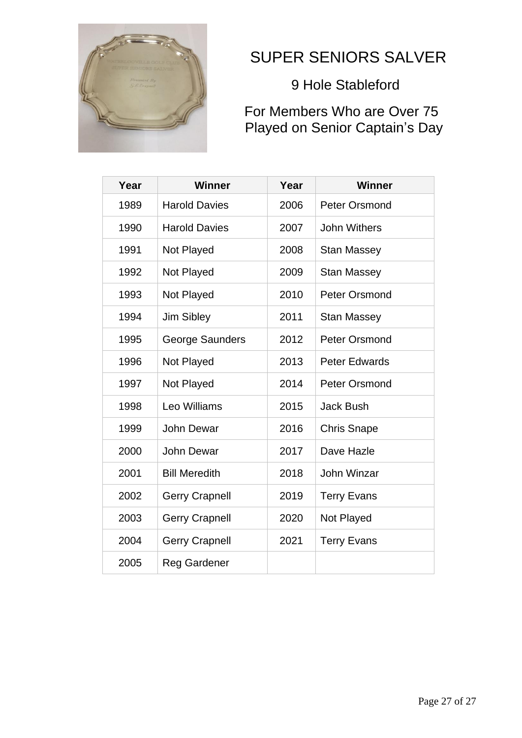# SUPER SENIORS SALVER

9 Hole Stableford

For Members Who are Over 75
Played on Senior Captain's Day

| Year | Winner | Year | Winner |
|---|---|---|---|
| 1989 | Harold Davies | 2006 | Peter Orsmond |
| 1990 | Harold Davies | 2007 | John Withers |
| 1991 | Not Played | 2008 | Stan Massey |
| 1992 | Not Played | 2009 | Stan Massey |
| 1993 | Not Played | 2010 | Peter Orsmond |
| 1994 | Jim Sibley | 2011 | Stan Massey |
| 1995 | George Saunders | 2012 | Peter Orsmond |
| 1996 | Not Played | 2013 | Peter Edwards |
| 1997 | Not Played | 2014 | Peter Orsmond |
| 1998 | Leo Williams | 2015 | Jack Bush |
| 1999 | John Dewar | 2016 | Chris Snape |
| 2000 | John Dewar | 2017 | Dave Hazle |
| 2001 | Bill Meredith | 2018 | John Winzar |
| 2002 | Gerry Crapnell | 2019 | Terry Evans |
| 2003 | Gerry Crapnell | 2020 | Not Played |
| 2004 | Gerry Crapnell | 2021 | Terry Evans |
| 2005 | Reg Gardener | | |